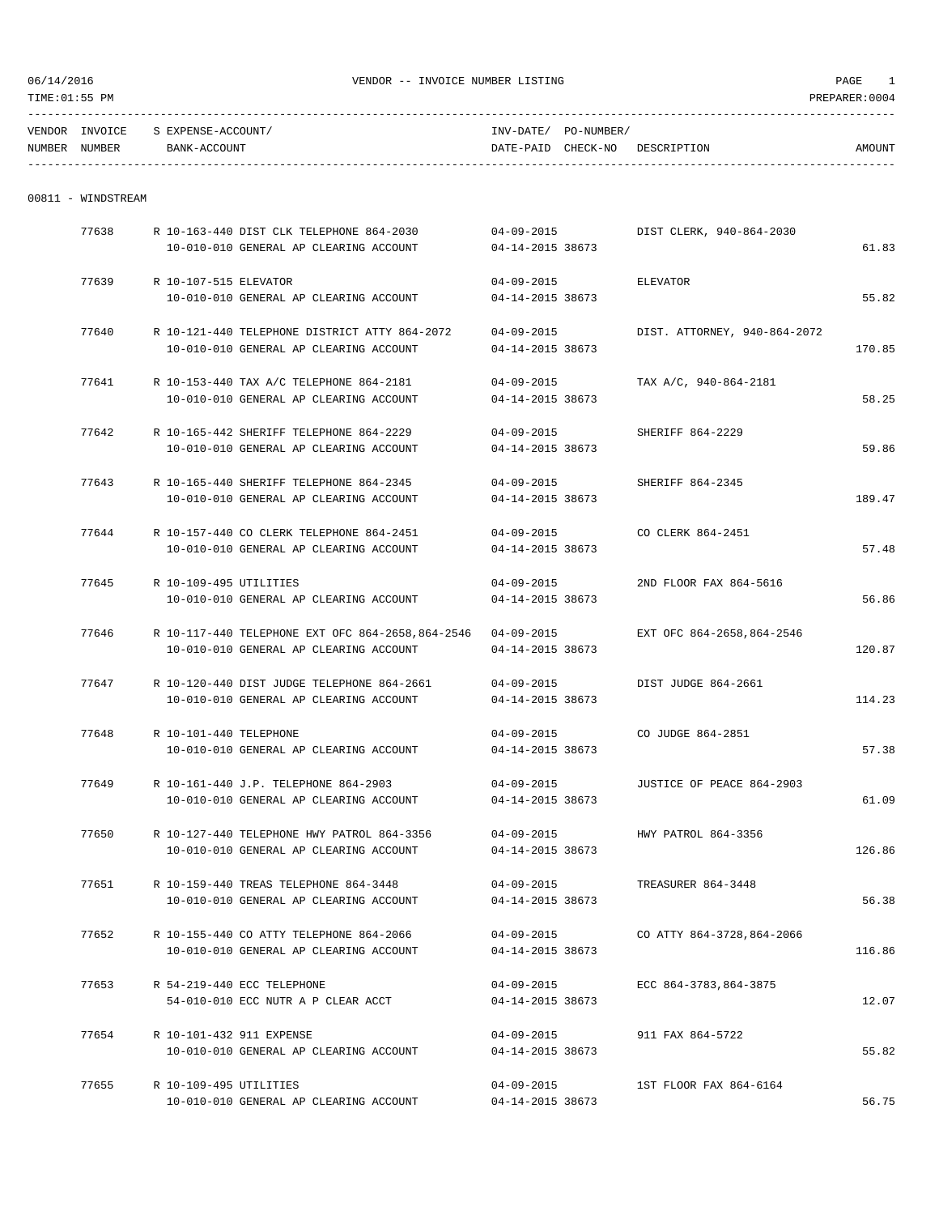06/14/2016 VENDOR -- INVOICE NUMBER LISTING PAGE 1

TIME:01:55 PM PREPARER:0004

| VENDOR NUMBER | INVOICE NUMBER | S | EXPENSE-ACCOUNT/ BANK-ACCOUNT | INV-DATE/ DATE-PAID | PO-NUMBER/ CHECK-NO | DESCRIPTION | AMOUNT |
|---|---|---|---|---|---|---|---|
| 00811 - WINDSTREAM | | | | | | | |
| | 77638 | R | 10-163-440 DIST CLK TELEPHONE 864-2030 | 04-09-2015 | | DIST CLERK, 940-864-2030 | |
| | | | 10-010-010 GENERAL AP CLEARING ACCOUNT | 04-14-2015 | 38673 | | 61.83 |
| | 77639 | R | 10-107-515 ELEVATOR | 04-09-2015 | | ELEVATOR | |
| | | | 10-010-010 GENERAL AP CLEARING ACCOUNT | 04-14-2015 | 38673 | | 55.82 |
| | 77640 | R | 10-121-440 TELEPHONE DISTRICT ATTY 864-2072 | 04-09-2015 | | DIST. ATTORNEY, 940-864-2072 | |
| | | | 10-010-010 GENERAL AP CLEARING ACCOUNT | 04-14-2015 | 38673 | | 170.85 |
| | 77641 | R | 10-153-440 TAX A/C TELEPHONE 864-2181 | 04-09-2015 | | TAX A/C, 940-864-2181 | |
| | | | 10-010-010 GENERAL AP CLEARING ACCOUNT | 04-14-2015 | 38673 | | 58.25 |
| | 77642 | R | 10-165-442 SHERIFF TELEPHONE 864-2229 | 04-09-2015 | | SHERIFF 864-2229 | |
| | | | 10-010-010 GENERAL AP CLEARING ACCOUNT | 04-14-2015 | 38673 | | 59.86 |
| | 77643 | R | 10-165-440 SHERIFF TELEPHONE 864-2345 | 04-09-2015 | | SHERIFF 864-2345 | |
| | | | 10-010-010 GENERAL AP CLEARING ACCOUNT | 04-14-2015 | 38673 | | 189.47 |
| | 77644 | R | 10-157-440 CO CLERK TELEPHONE 864-2451 | 04-09-2015 | | CO CLERK 864-2451 | |
| | | | 10-010-010 GENERAL AP CLEARING ACCOUNT | 04-14-2015 | 38673 | | 57.48 |
| | 77645 | R | 10-109-495 UTILITIES | 04-09-2015 | | 2ND FLOOR FAX 864-5616 | |
| | | | 10-010-010 GENERAL AP CLEARING ACCOUNT | 04-14-2015 | 38673 | | 56.86 |
| | 77646 | R | 10-117-440 TELEPHONE EXT OFC 864-2658,864-2546 | 04-09-2015 | | EXT OFC 864-2658,864-2546 | |
| | | | 10-010-010 GENERAL AP CLEARING ACCOUNT | 04-14-2015 | 38673 | | 120.87 |
| | 77647 | R | 10-120-440 DIST JUDGE TELEPHONE 864-2661 | 04-09-2015 | | DIST JUDGE 864-2661 | |
| | | | 10-010-010 GENERAL AP CLEARING ACCOUNT | 04-14-2015 | 38673 | | 114.23 |
| | 77648 | R | 10-101-440 TELEPHONE | 04-09-2015 | | CO JUDGE 864-2851 | |
| | | | 10-010-010 GENERAL AP CLEARING ACCOUNT | 04-14-2015 | 38673 | | 57.38 |
| | 77649 | R | 10-161-440 J.P. TELEPHONE 864-2903 | 04-09-2015 | | JUSTICE OF PEACE 864-2903 | |
| | | | 10-010-010 GENERAL AP CLEARING ACCOUNT | 04-14-2015 | 38673 | | 61.09 |
| | 77650 | R | 10-127-440 TELEPHONE HWY PATROL 864-3356 | 04-09-2015 | | HWY PATROL 864-3356 | |
| | | | 10-010-010 GENERAL AP CLEARING ACCOUNT | 04-14-2015 | 38673 | | 126.86 |
| | 77651 | R | 10-159-440 TREAS TELEPHONE 864-3448 | 04-09-2015 | | TREASURER 864-3448 | |
| | | | 10-010-010 GENERAL AP CLEARING ACCOUNT | 04-14-2015 | 38673 | | 56.38 |
| | 77652 | R | 10-155-440 CO ATTY TELEPHONE 864-2066 | 04-09-2015 | | CO ATTY 864-3728,864-2066 | |
| | | | 10-010-010 GENERAL AP CLEARING ACCOUNT | 04-14-2015 | 38673 | | 116.86 |
| | 77653 | R | 54-219-440 ECC TELEPHONE | 04-09-2015 | | ECC 864-3783,864-3875 | |
| | | | 54-010-010 ECC NUTR A P CLEAR ACCT | 04-14-2015 | 38673 | | 12.07 |
| | 77654 | R | 10-101-432 911 EXPENSE | 04-09-2015 | | 911 FAX 864-5722 | |
| | | | 10-010-010 GENERAL AP CLEARING ACCOUNT | 04-14-2015 | 38673 | | 55.82 |
| | 77655 | R | 10-109-495 UTILITIES | 04-09-2015 | | 1ST FLOOR FAX 864-6164 | |
| | | | 10-010-010 GENERAL AP CLEARING ACCOUNT | 04-14-2015 | 38673 | | 56.75 |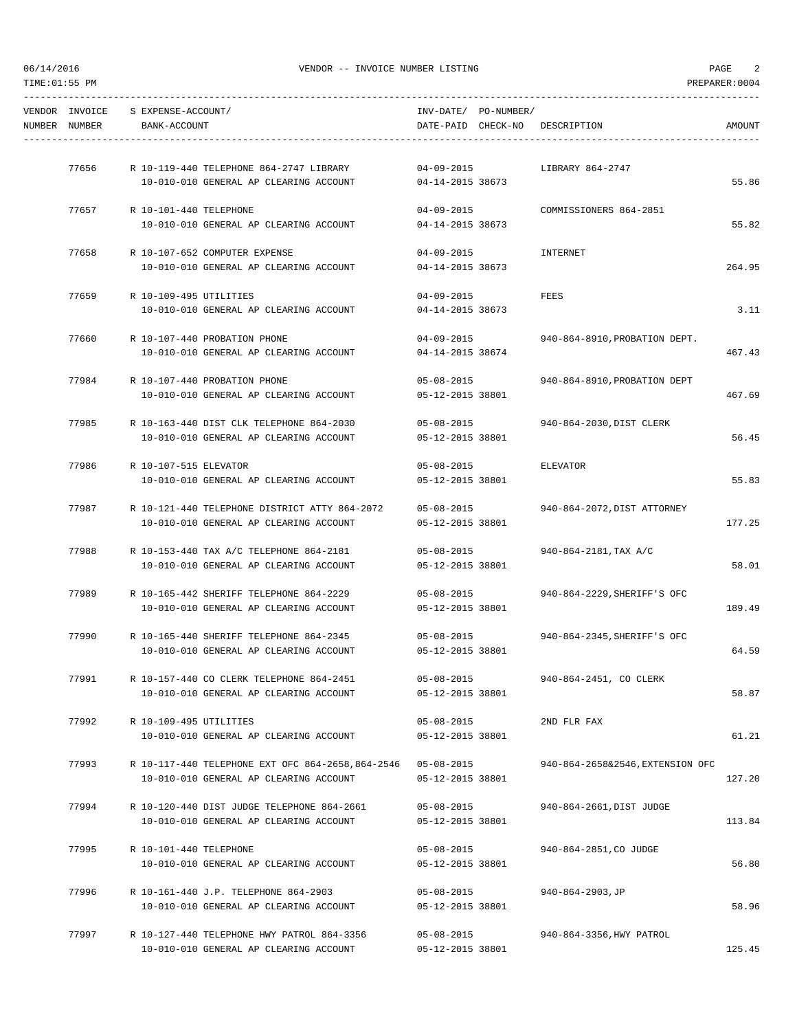| VENDOR NUMBER | INVOICE NUMBER | S | EXPENSE-ACCOUNT/ BANK-ACCOUNT | INV-DATE/ DATE-PAID | PO-NUMBER/ CHECK-NO | DESCRIPTION | AMOUNT |
|---|---|---|---|---|---|---|---|
| | 77656 | R | 10-119-440 TELEPHONE 864-2747 LIBRARY | 04-09-2015 | | LIBRARY 864-2747 | |
| | | | 10-010-010 GENERAL AP CLEARING ACCOUNT | 04-14-2015 | 38673 | | 55.86 |
| | 77657 | R | 10-101-440 TELEPHONE | 04-09-2015 | | COMMISSIONERS 864-2851 | |
| | | | 10-010-010 GENERAL AP CLEARING ACCOUNT | 04-14-2015 | 38673 | | 55.82 |
| | 77658 | R | 10-107-652 COMPUTER EXPENSE | 04-09-2015 | | INTERNET | |
| | | | 10-010-010 GENERAL AP CLEARING ACCOUNT | 04-14-2015 | 38673 | | 264.95 |
| | 77659 | R | 10-109-495 UTILITIES | 04-09-2015 | | FEES | |
| | | | 10-010-010 GENERAL AP CLEARING ACCOUNT | 04-14-2015 | 38673 | | 3.11 |
| | 77660 | R | 10-107-440 PROBATION PHONE | 04-09-2015 | | 940-864-8910,PROBATION DEPT. | |
| | | | 10-010-010 GENERAL AP CLEARING ACCOUNT | 04-14-2015 | 38674 | | 467.43 |
| | 77984 | R | 10-107-440 PROBATION PHONE | 05-08-2015 | | 940-864-8910,PROBATION DEPT | |
| | | | 10-010-010 GENERAL AP CLEARING ACCOUNT | 05-12-2015 | 38801 | | 467.69 |
| | 77985 | R | 10-163-440 DIST CLK TELEPHONE 864-2030 | 05-08-2015 | | 940-864-2030,DIST CLERK | |
| | | | 10-010-010 GENERAL AP CLEARING ACCOUNT | 05-12-2015 | 38801 | | 56.45 |
| | 77986 | R | 10-107-515 ELEVATOR | 05-08-2015 | | ELEVATOR | |
| | | | 10-010-010 GENERAL AP CLEARING ACCOUNT | 05-12-2015 | 38801 | | 55.83 |
| | 77987 | R | 10-121-440 TELEPHONE DISTRICT ATTY 864-2072 | 05-08-2015 | | 940-864-2072,DIST ATTORNEY | |
| | | | 10-010-010 GENERAL AP CLEARING ACCOUNT | 05-12-2015 | 38801 | | 177.25 |
| | 77988 | R | 10-153-440 TAX A/C TELEPHONE 864-2181 | 05-08-2015 | | 940-864-2181,TAX A/C | |
| | | | 10-010-010 GENERAL AP CLEARING ACCOUNT | 05-12-2015 | 38801 | | 58.01 |
| | 77989 | R | 10-165-442 SHERIFF TELEPHONE 864-2229 | 05-08-2015 | | 940-864-2229,SHERIFF'S OFC | |
| | | | 10-010-010 GENERAL AP CLEARING ACCOUNT | 05-12-2015 | 38801 | | 189.49 |
| | 77990 | R | 10-165-440 SHERIFF TELEPHONE 864-2345 | 05-08-2015 | | 940-864-2345,SHERIFF'S OFC | |
| | | | 10-010-010 GENERAL AP CLEARING ACCOUNT | 05-12-2015 | 38801 | | 64.59 |
| | 77991 | R | 10-157-440 CO CLERK TELEPHONE 864-2451 | 05-08-2015 | | 940-864-2451, CO CLERK | |
| | | | 10-010-010 GENERAL AP CLEARING ACCOUNT | 05-12-2015 | 38801 | | 58.87 |
| | 77992 | R | 10-109-495 UTILITIES | 05-08-2015 | | 2ND FLR FAX | |
| | | | 10-010-010 GENERAL AP CLEARING ACCOUNT | 05-12-2015 | 38801 | | 61.21 |
| | 77993 | R | 10-117-440 TELEPHONE EXT OFC 864-2658,864-2546 | 05-08-2015 | | 940-864-2658&2546,EXTENSION OFC | |
| | | | 10-010-010 GENERAL AP CLEARING ACCOUNT | 05-12-2015 | 38801 | | 127.20 |
| | 77994 | R | 10-120-440 DIST JUDGE TELEPHONE 864-2661 | 05-08-2015 | | 940-864-2661,DIST JUDGE | |
| | | | 10-010-010 GENERAL AP CLEARING ACCOUNT | 05-12-2015 | 38801 | | 113.84 |
| | 77995 | R | 10-101-440 TELEPHONE | 05-08-2015 | | 940-864-2851,CO JUDGE | |
| | | | 10-010-010 GENERAL AP CLEARING ACCOUNT | 05-12-2015 | 38801 | | 56.80 |
| | 77996 | R | 10-161-440 J.P. TELEPHONE 864-2903 | 05-08-2015 | | 940-864-2903,JP | |
| | | | 10-010-010 GENERAL AP CLEARING ACCOUNT | 05-12-2015 | 38801 | | 58.96 |
| | 77997 | R | 10-127-440 TELEPHONE HWY PATROL 864-3356 | 05-08-2015 | | 940-864-3356,HWY PATROL | |
| | | | 10-010-010 GENERAL AP CLEARING ACCOUNT | 05-12-2015 | 38801 | | 125.45 |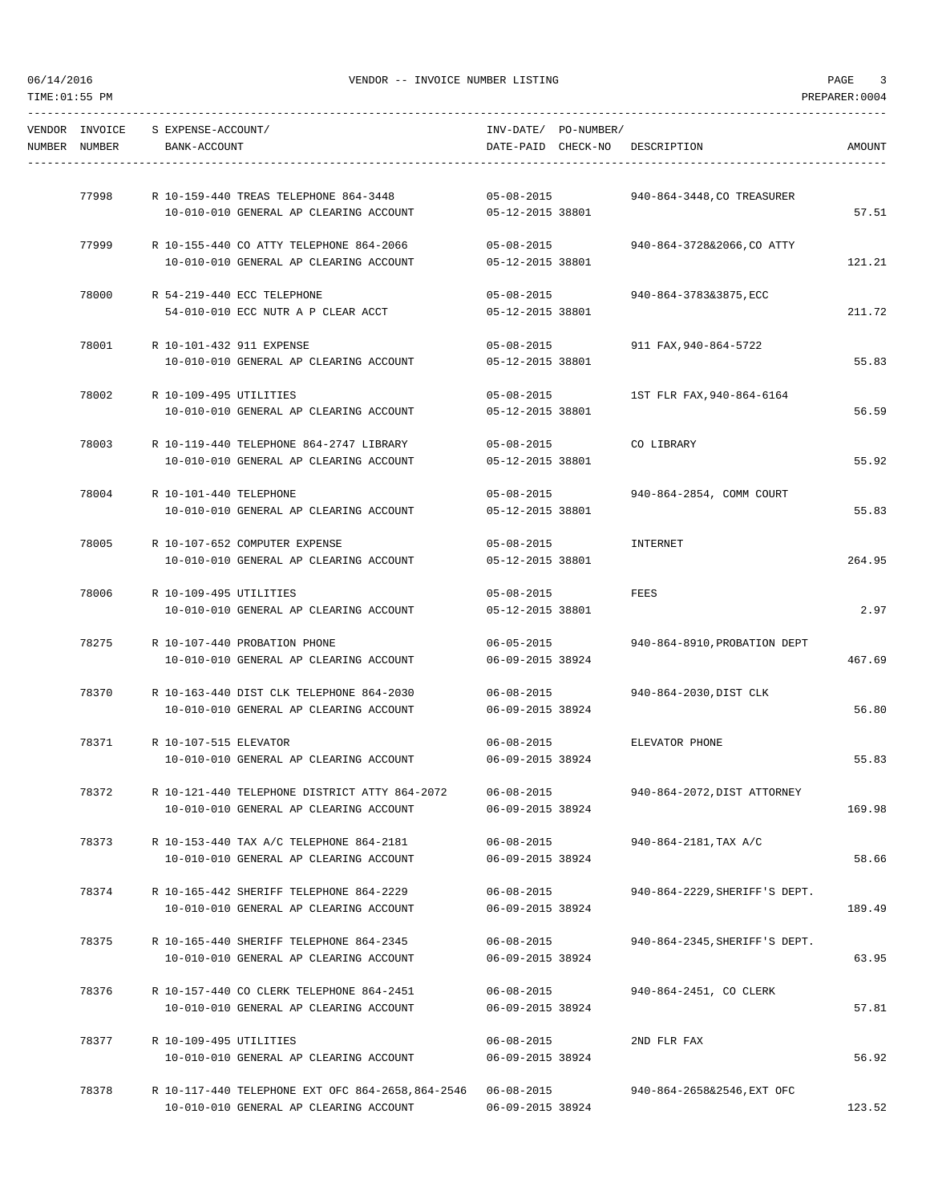06/14/2016 VENDOR -- INVOICE NUMBER LISTING PAGE 3

TIME:01:55 PM PREPARER:0004

| VENDOR NUMBER | INVOICE NUMBER | S | EXPENSE-ACCOUNT/ BANK-ACCOUNT | INV-DATE/ DATE-PAID | PO-NUMBER/ CHECK-NO | DESCRIPTION | AMOUNT |
|---|---|---|---|---|---|---|---|
| | 77998 | R | 10-159-440 TREAS TELEPHONE 864-3448 | 05-08-2015 | | 940-864-3448,CO TREASURER | |
| | | | 10-010-010 GENERAL AP CLEARING ACCOUNT | 05-12-2015 | 38801 | | 57.51 |
| | 77999 | R | 10-155-440 CO ATTY TELEPHONE 864-2066 | 05-08-2015 | | 940-864-3728&2066,CO ATTY | |
| | | | 10-010-010 GENERAL AP CLEARING ACCOUNT | 05-12-2015 | 38801 | | 121.21 |
| | 78000 | R | 54-219-440 ECC TELEPHONE | 05-08-2015 | | 940-864-3783&3875,ECC | |
| | | | 54-010-010 ECC NUTR A P CLEAR ACCT | 05-12-2015 | 38801 | | 211.72 |
| | 78001 | R | 10-101-432 911 EXPENSE | 05-08-2015 | | 911 FAX,940-864-5722 | |
| | | | 10-010-010 GENERAL AP CLEARING ACCOUNT | 05-12-2015 | 38801 | | 55.83 |
| | 78002 | R | 10-109-495 UTILITIES | 05-08-2015 | | 1ST FLR FAX,940-864-6164 | |
| | | | 10-010-010 GENERAL AP CLEARING ACCOUNT | 05-12-2015 | 38801 | | 56.59 |
| | 78003 | R | 10-119-440 TELEPHONE 864-2747 LIBRARY | 05-08-2015 | | CO LIBRARY | |
| | | | 10-010-010 GENERAL AP CLEARING ACCOUNT | 05-12-2015 | 38801 | | 55.92 |
| | 78004 | R | 10-101-440 TELEPHONE | 05-08-2015 | | 940-864-2854, COMM COURT | |
| | | | 10-010-010 GENERAL AP CLEARING ACCOUNT | 05-12-2015 | 38801 | | 55.83 |
| | 78005 | R | 10-107-652 COMPUTER EXPENSE | 05-08-2015 | | INTERNET | |
| | | | 10-010-010 GENERAL AP CLEARING ACCOUNT | 05-12-2015 | 38801 | | 264.95 |
| | 78006 | R | 10-109-495 UTILITIES | 05-08-2015 | | FEES | |
| | | | 10-010-010 GENERAL AP CLEARING ACCOUNT | 05-12-2015 | 38801 | | 2.97 |
| | 78275 | R | 10-107-440 PROBATION PHONE | 06-05-2015 | | 940-864-8910,PROBATION DEPT | |
| | | | 10-010-010 GENERAL AP CLEARING ACCOUNT | 06-09-2015 | 38924 | | 467.69 |
| | 78370 | R | 10-163-440 DIST CLK TELEPHONE 864-2030 | 06-08-2015 | | 940-864-2030,DIST CLK | |
| | | | 10-010-010 GENERAL AP CLEARING ACCOUNT | 06-09-2015 | 38924 | | 56.80 |
| | 78371 | R | 10-107-515 ELEVATOR | 06-08-2015 | | ELEVATOR PHONE | |
| | | | 10-010-010 GENERAL AP CLEARING ACCOUNT | 06-09-2015 | 38924 | | 55.83 |
| | 78372 | R | 10-121-440 TELEPHONE DISTRICT ATTY 864-2072 | 06-08-2015 | | 940-864-2072,DIST ATTORNEY | |
| | | | 10-010-010 GENERAL AP CLEARING ACCOUNT | 06-09-2015 | 38924 | | 169.98 |
| | 78373 | R | 10-153-440 TAX A/C TELEPHONE 864-2181 | 06-08-2015 | | 940-864-2181,TAX A/C | |
| | | | 10-010-010 GENERAL AP CLEARING ACCOUNT | 06-09-2015 | 38924 | | 58.66 |
| | 78374 | R | 10-165-442 SHERIFF TELEPHONE 864-2229 | 06-08-2015 | | 940-864-2229,SHERIFF'S DEPT. | |
| | | | 10-010-010 GENERAL AP CLEARING ACCOUNT | 06-09-2015 | 38924 | | 189.49 |
| | 78375 | R | 10-165-440 SHERIFF TELEPHONE 864-2345 | 06-08-2015 | | 940-864-2345,SHERIFF'S DEPT. | |
| | | | 10-010-010 GENERAL AP CLEARING ACCOUNT | 06-09-2015 | 38924 | | 63.95 |
| | 78376 | R | 10-157-440 CO CLERK TELEPHONE 864-2451 | 06-08-2015 | | 940-864-2451, CO CLERK | |
| | | | 10-010-010 GENERAL AP CLEARING ACCOUNT | 06-09-2015 | 38924 | | 57.81 |
| | 78377 | R | 10-109-495 UTILITIES | 06-08-2015 | | 2ND FLR FAX | |
| | | | 10-010-010 GENERAL AP CLEARING ACCOUNT | 06-09-2015 | 38924 | | 56.92 |
| | 78378 | R | 10-117-440 TELEPHONE EXT OFC 864-2658,864-2546 | 06-08-2015 | | 940-864-2658&2546,EXT OFC | |
| | | | 10-010-010 GENERAL AP CLEARING ACCOUNT | 06-09-2015 | 38924 | | 123.52 |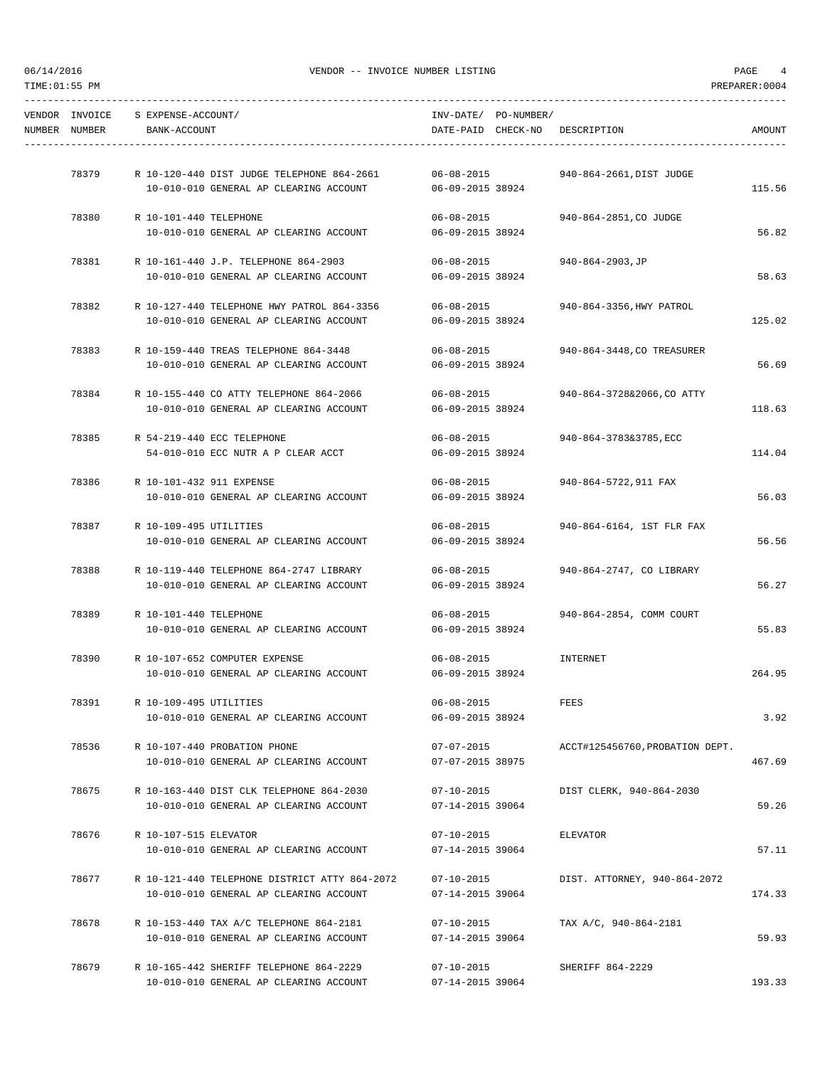06/14/2016 VENDOR -- INVOICE NUMBER LISTING

TIME:01:55 PM PREPARER:0004

| VENDOR NUMBER | INVOICE NUMBER | S EXPENSE-ACCOUNT/ BANK-ACCOUNT | INV-DATE/ DATE-PAID | PO-NUMBER/ CHECK-NO | DESCRIPTION | AMOUNT |
|---|---|---|---|---|---|---|
| | 78379 | R 10-120-440 DIST JUDGE TELEPHONE 864-2661<br>10-010-010 GENERAL AP CLEARING ACCOUNT | 06-08-2015<br>06-09-2015 | 38924 | 940-864-2661,DIST JUDGE | 115.56 |
| | 78380 | R 10-101-440 TELEPHONE<br>10-010-010 GENERAL AP CLEARING ACCOUNT | 06-08-2015<br>06-09-2015 | 38924 | 940-864-2851,CO JUDGE | 56.82 |
| | 78381 | R 10-161-440 J.P. TELEPHONE 864-2903<br>10-010-010 GENERAL AP CLEARING ACCOUNT | 06-08-2015<br>06-09-2015 | 38924 | 940-864-2903,JP | 58.63 |
| | 78382 | R 10-127-440 TELEPHONE HWY PATROL 864-3356<br>10-010-010 GENERAL AP CLEARING ACCOUNT | 06-08-2015<br>06-09-2015 | 38924 | 940-864-3356,HWY PATROL | 125.02 |
| | 78383 | R 10-159-440 TREAS TELEPHONE 864-3448<br>10-010-010 GENERAL AP CLEARING ACCOUNT | 06-08-2015<br>06-09-2015 | 38924 | 940-864-3448,CO TREASURER | 56.69 |
| | 78384 | R 10-155-440 CO ATTY TELEPHONE 864-2066<br>10-010-010 GENERAL AP CLEARING ACCOUNT | 06-08-2015<br>06-09-2015 | 38924 | 940-864-3728&2066,CO ATTY | 118.63 |
| | 78385 | R 54-219-440 ECC TELEPHONE<br>54-010-010 ECC NUTR A P CLEAR ACCT | 06-08-2015<br>06-09-2015 | 38924 | 940-864-3783&3785,ECC | 114.04 |
| | 78386 | R 10-101-432 911 EXPENSE<br>10-010-010 GENERAL AP CLEARING ACCOUNT | 06-08-2015<br>06-09-2015 | 38924 | 940-864-5722,911 FAX | 56.03 |
| | 78387 | R 10-109-495 UTILITIES<br>10-010-010 GENERAL AP CLEARING ACCOUNT | 06-08-2015<br>06-09-2015 | 38924 | 940-864-6164, 1ST FLR FAX | 56.56 |
| | 78388 | R 10-119-440 TELEPHONE 864-2747 LIBRARY<br>10-010-010 GENERAL AP CLEARING ACCOUNT | 06-08-2015<br>06-09-2015 | 38924 | 940-864-2747, CO LIBRARY | 56.27 |
| | 78389 | R 10-101-440 TELEPHONE<br>10-010-010 GENERAL AP CLEARING ACCOUNT | 06-08-2015<br>06-09-2015 | 38924 | 940-864-2854, COMM COURT | 55.83 |
| | 78390 | R 10-107-652 COMPUTER EXPENSE<br>10-010-010 GENERAL AP CLEARING ACCOUNT | 06-08-2015<br>06-09-2015 | 38924 | INTERNET | 264.95 |
| | 78391 | R 10-109-495 UTILITIES<br>10-010-010 GENERAL AP CLEARING ACCOUNT | 06-08-2015<br>06-09-2015 | 38924 | FEES | 3.92 |
| | 78536 | R 10-107-440 PROBATION PHONE<br>10-010-010 GENERAL AP CLEARING ACCOUNT | 07-07-2015<br>07-07-2015 | 38975 | ACCT#125456760,PROBATION DEPT. | 467.69 |
| | 78675 | R 10-163-440 DIST CLK TELEPHONE 864-2030<br>10-010-010 GENERAL AP CLEARING ACCOUNT | 07-10-2015<br>07-14-2015 | 39064 | DIST CLERK, 940-864-2030 | 59.26 |
| | 78676 | R 10-107-515 ELEVATOR<br>10-010-010 GENERAL AP CLEARING ACCOUNT | 07-10-2015<br>07-14-2015 | 39064 | ELEVATOR | 57.11 |
| | 78677 | R 10-121-440 TELEPHONE DISTRICT ATTY 864-2072<br>10-010-010 GENERAL AP CLEARING ACCOUNT | 07-10-2015<br>07-14-2015 | 39064 | DIST. ATTORNEY, 940-864-2072 | 174.33 |
| | 78678 | R 10-153-440 TAX A/C TELEPHONE 864-2181<br>10-010-010 GENERAL AP CLEARING ACCOUNT | 07-10-2015<br>07-14-2015 | 39064 | TAX A/C, 940-864-2181 | 59.93 |
| | 78679 | R 10-165-442 SHERIFF TELEPHONE 864-2229<br>10-010-010 GENERAL AP CLEARING ACCOUNT | 07-10-2015<br>07-14-2015 | 39064 | SHERIFF 864-2229 | 193.33 |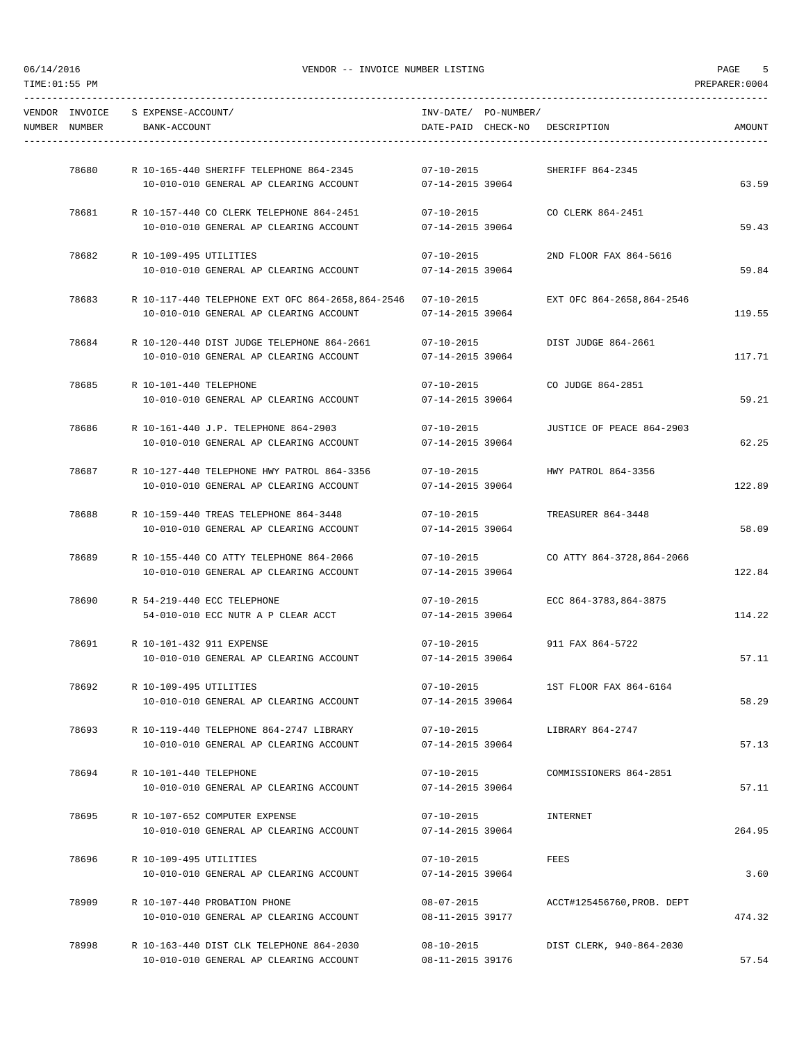06/14/2016 VENDOR -- INVOICE NUMBER LISTING PAGE 5
TIME:01:55 PM PREPARER:0004

| VENDOR NUMBER | INVOICE NUMBER | S EXPENSE-ACCOUNT/ BANK-ACCOUNT | INV-DATE/ DATE-PAID | PO-NUMBER/ CHECK-NO | DESCRIPTION | AMOUNT |
|---|---|---|---|---|---|---|
| | 78680 | R 10-165-440 SHERIFF TELEPHONE 864-2345 | 07-10-2015 | | SHERIFF 864-2345 | |
| | | 10-010-010 GENERAL AP CLEARING ACCOUNT | 07-14-2015 | 39064 | | 63.59 |
| | 78681 | R 10-157-440 CO CLERK TELEPHONE 864-2451 | 07-10-2015 | | CO CLERK 864-2451 | |
| | | 10-010-010 GENERAL AP CLEARING ACCOUNT | 07-14-2015 | 39064 | | 59.43 |
| | 78682 | R 10-109-495 UTILITIES | 07-10-2015 | | 2ND FLOOR FAX 864-5616 | |
| | | 10-010-010 GENERAL AP CLEARING ACCOUNT | 07-14-2015 | 39064 | | 59.84 |
| | 78683 | R 10-117-440 TELEPHONE EXT OFC 864-2658,864-2546 | 07-10-2015 | | EXT OFC 864-2658,864-2546 | |
| | | 10-010-010 GENERAL AP CLEARING ACCOUNT | 07-14-2015 | 39064 | | 119.55 |
| | 78684 | R 10-120-440 DIST JUDGE TELEPHONE 864-2661 | 07-10-2015 | | DIST JUDGE 864-2661 | |
| | | 10-010-010 GENERAL AP CLEARING ACCOUNT | 07-14-2015 | 39064 | | 117.71 |
| | 78685 | R 10-101-440 TELEPHONE | 07-10-2015 | | CO JUDGE 864-2851 | |
| | | 10-010-010 GENERAL AP CLEARING ACCOUNT | 07-14-2015 | 39064 | | 59.21 |
| | 78686 | R 10-161-440 J.P. TELEPHONE 864-2903 | 07-10-2015 | | JUSTICE OF PEACE 864-2903 | |
| | | 10-010-010 GENERAL AP CLEARING ACCOUNT | 07-14-2015 | 39064 | | 62.25 |
| | 78687 | R 10-127-440 TELEPHONE HWY PATROL 864-3356 | 07-10-2015 | | HWY PATROL 864-3356 | |
| | | 10-010-010 GENERAL AP CLEARING ACCOUNT | 07-14-2015 | 39064 | | 122.89 |
| | 78688 | R 10-159-440 TREAS TELEPHONE 864-3448 | 07-10-2015 | | TREASURER 864-3448 | |
| | | 10-010-010 GENERAL AP CLEARING ACCOUNT | 07-14-2015 | 39064 | | 58.09 |
| | 78689 | R 10-155-440 CO ATTY TELEPHONE 864-2066 | 07-10-2015 | | CO ATTY 864-3728,864-2066 | |
| | | 10-010-010 GENERAL AP CLEARING ACCOUNT | 07-14-2015 | 39064 | | 122.84 |
| | 78690 | R 54-219-440 ECC TELEPHONE | 07-10-2015 | | ECC 864-3783,864-3875 | |
| | | 54-010-010 ECC NUTR A P CLEAR ACCT | 07-14-2015 | 39064 | | 114.22 |
| | 78691 | R 10-101-432 911 EXPENSE | 07-10-2015 | | 911 FAX 864-5722 | |
| | | 10-010-010 GENERAL AP CLEARING ACCOUNT | 07-14-2015 | 39064 | | 57.11 |
| | 78692 | R 10-109-495 UTILITIES | 07-10-2015 | | 1ST FLOOR FAX 864-6164 | |
| | | 10-010-010 GENERAL AP CLEARING ACCOUNT | 07-14-2015 | 39064 | | 58.29 |
| | 78693 | R 10-119-440 TELEPHONE 864-2747 LIBRARY | 07-10-2015 | | LIBRARY 864-2747 | |
| | | 10-010-010 GENERAL AP CLEARING ACCOUNT | 07-14-2015 | 39064 | | 57.13 |
| | 78694 | R 10-101-440 TELEPHONE | 07-10-2015 | | COMMISSIONERS 864-2851 | |
| | | 10-010-010 GENERAL AP CLEARING ACCOUNT | 07-14-2015 | 39064 | | 57.11 |
| | 78695 | R 10-107-652 COMPUTER EXPENSE | 07-10-2015 | | INTERNET | |
| | | 10-010-010 GENERAL AP CLEARING ACCOUNT | 07-14-2015 | 39064 | | 264.95 |
| | 78696 | R 10-109-495 UTILITIES | 07-10-2015 | | FEES | |
| | | 10-010-010 GENERAL AP CLEARING ACCOUNT | 07-14-2015 | 39064 | | 3.60 |
| | 78909 | R 10-107-440 PROBATION PHONE | 08-07-2015 | | ACCT#125456760,PROB. DEPT | |
| | | 10-010-010 GENERAL AP CLEARING ACCOUNT | 08-11-2015 | 39177 | | 474.32 |
| | 78998 | R 10-163-440 DIST CLK TELEPHONE 864-2030 | 08-10-2015 | | DIST CLERK, 940-864-2030 | |
| | | 10-010-010 GENERAL AP CLEARING ACCOUNT | 08-11-2015 | 39176 | | 57.54 |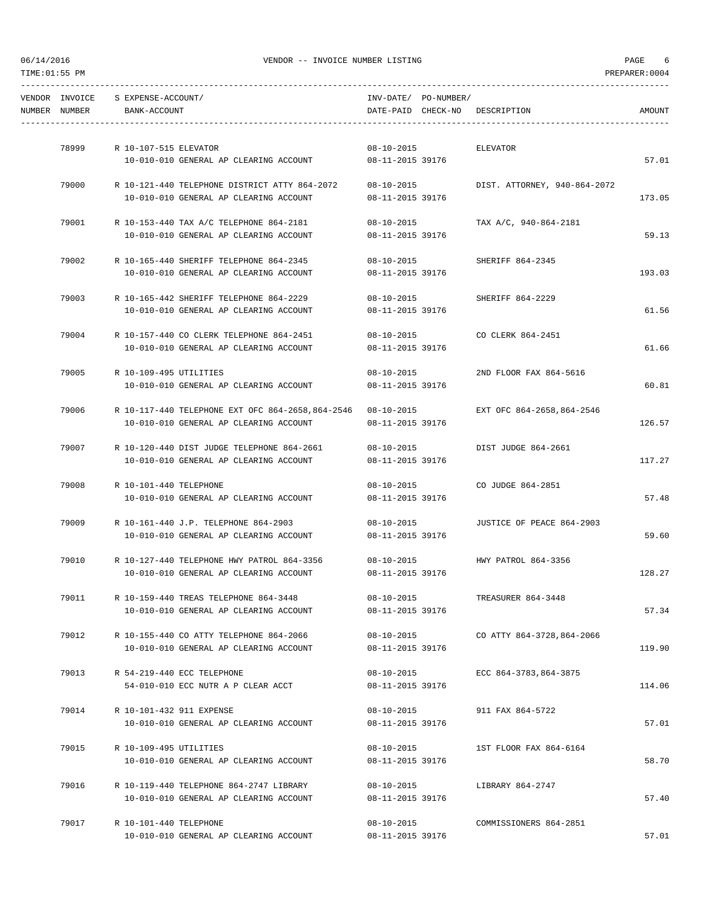06/14/2016 VENDOR -- INVOICE NUMBER LISTING PAGE 6
TIME:01:55 PM PREPARER:0004

| VENDOR NUMBER | INVOICE NUMBER | S EXPENSE-ACCOUNT/ BANK-ACCOUNT | INV-DATE/ DATE-PAID | PO-NUMBER/ CHECK-NO | DESCRIPTION | AMOUNT |
|---|---|---|---|---|---|---|
| | 78999 | R 10-107-515 ELEVATOR | 08-10-2015 | | ELEVATOR | |
| | | 10-010-010 GENERAL AP CLEARING ACCOUNT | 08-11-2015 | 39176 | | 57.01 |
| | 79000 | R 10-121-440 TELEPHONE DISTRICT ATTY 864-2072 | 08-10-2015 | | DIST. ATTORNEY, 940-864-2072 | |
| | | 10-010-010 GENERAL AP CLEARING ACCOUNT | 08-11-2015 | 39176 | | 173.05 |
| | 79001 | R 10-153-440 TAX A/C TELEPHONE 864-2181 | 08-10-2015 | | TAX A/C, 940-864-2181 | |
| | | 10-010-010 GENERAL AP CLEARING ACCOUNT | 08-11-2015 | 39176 | | 59.13 |
| | 79002 | R 10-165-440 SHERIFF TELEPHONE 864-2345 | 08-10-2015 | | SHERIFF 864-2345 | |
| | | 10-010-010 GENERAL AP CLEARING ACCOUNT | 08-11-2015 | 39176 | | 193.03 |
| | 79003 | R 10-165-442 SHERIFF TELEPHONE 864-2229 | 08-10-2015 | | SHERIFF 864-2229 | |
| | | 10-010-010 GENERAL AP CLEARING ACCOUNT | 08-11-2015 | 39176 | | 61.56 |
| | 79004 | R 10-157-440 CO CLERK TELEPHONE 864-2451 | 08-10-2015 | | CO CLERK 864-2451 | |
| | | 10-010-010 GENERAL AP CLEARING ACCOUNT | 08-11-2015 | 39176 | | 61.66 |
| | 79005 | R 10-109-495 UTILITIES | 08-10-2015 | | 2ND FLOOR FAX 864-5616 | |
| | | 10-010-010 GENERAL AP CLEARING ACCOUNT | 08-11-2015 | 39176 | | 60.81 |
| | 79006 | R 10-117-440 TELEPHONE EXT OFC 864-2658,864-2546 | 08-10-2015 | | EXT OFC 864-2658,864-2546 | |
| | | 10-010-010 GENERAL AP CLEARING ACCOUNT | 08-11-2015 | 39176 | | 126.57 |
| | 79007 | R 10-120-440 DIST JUDGE TELEPHONE 864-2661 | 08-10-2015 | | DIST JUDGE 864-2661 | |
| | | 10-010-010 GENERAL AP CLEARING ACCOUNT | 08-11-2015 | 39176 | | 117.27 |
| | 79008 | R 10-101-440 TELEPHONE | 08-10-2015 | | CO JUDGE 864-2851 | |
| | | 10-010-010 GENERAL AP CLEARING ACCOUNT | 08-11-2015 | 39176 | | 57.48 |
| | 79009 | R 10-161-440 J.P. TELEPHONE 864-2903 | 08-10-2015 | | JUSTICE OF PEACE 864-2903 | |
| | | 10-010-010 GENERAL AP CLEARING ACCOUNT | 08-11-2015 | 39176 | | 59.60 |
| | 79010 | R 10-127-440 TELEPHONE HWY PATROL 864-3356 | 08-10-2015 | | HWY PATROL 864-3356 | |
| | | 10-010-010 GENERAL AP CLEARING ACCOUNT | 08-11-2015 | 39176 | | 128.27 |
| | 79011 | R 10-159-440 TREAS TELEPHONE 864-3448 | 08-10-2015 | | TREASURER 864-3448 | |
| | | 10-010-010 GENERAL AP CLEARING ACCOUNT | 08-11-2015 | 39176 | | 57.34 |
| | 79012 | R 10-155-440 CO ATTY TELEPHONE 864-2066 | 08-10-2015 | | CO ATTY 864-3728,864-2066 | |
| | | 10-010-010 GENERAL AP CLEARING ACCOUNT | 08-11-2015 | 39176 | | 119.90 |
| | 79013 | R 54-219-440 ECC TELEPHONE | 08-10-2015 | | ECC 864-3783,864-3875 | |
| | | 54-010-010 ECC NUTR A P CLEAR ACCT | 08-11-2015 | 39176 | | 114.06 |
| | 79014 | R 10-101-432 911 EXPENSE | 08-10-2015 | | 911 FAX 864-5722 | |
| | | 10-010-010 GENERAL AP CLEARING ACCOUNT | 08-11-2015 | 39176 | | 57.01 |
| | 79015 | R 10-109-495 UTILITIES | 08-10-2015 | | 1ST FLOOR FAX 864-6164 | |
| | | 10-010-010 GENERAL AP CLEARING ACCOUNT | 08-11-2015 | 39176 | | 58.70 |
| | 79016 | R 10-119-440 TELEPHONE 864-2747 LIBRARY | 08-10-2015 | | LIBRARY 864-2747 | |
| | | 10-010-010 GENERAL AP CLEARING ACCOUNT | 08-11-2015 | 39176 | | 57.40 |
| | 79017 | R 10-101-440 TELEPHONE | 08-10-2015 | | COMMISSIONERS 864-2851 | |
| | | 10-010-010 GENERAL AP CLEARING ACCOUNT | 08-11-2015 | 39176 | | 57.01 |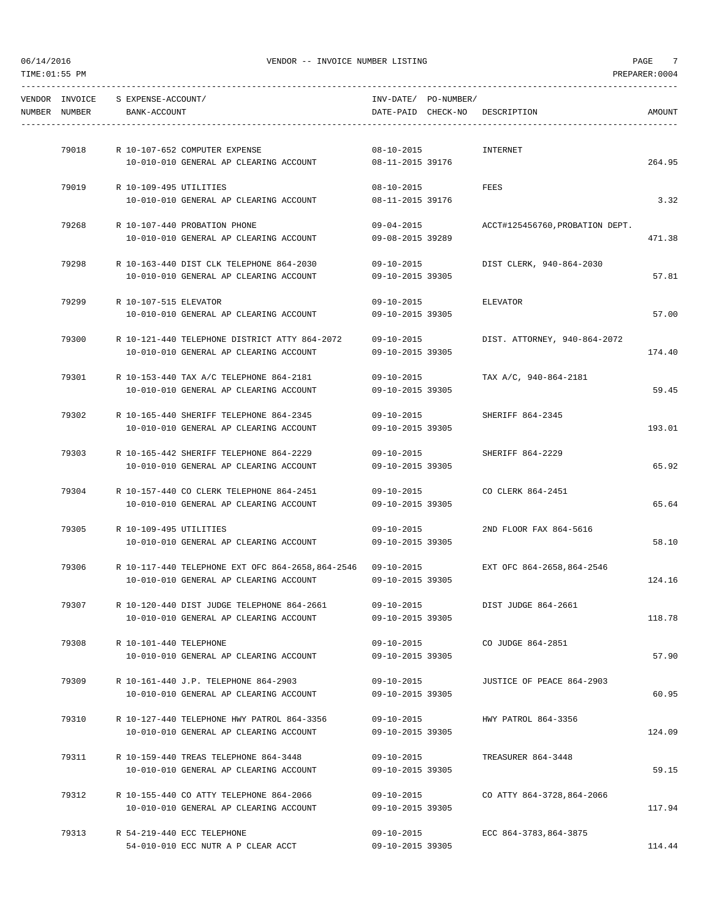| VENDOR NUMBER | INVOICE NUMBER | S | EXPENSE-ACCOUNT/ BANK-ACCOUNT | INV-DATE/ DATE-PAID | PO-NUMBER/ CHECK-NO | DESCRIPTION | AMOUNT |
|---|---|---|---|---|---|---|---|
| | 79018 | R | 10-107-652 COMPUTER EXPENSE<br>10-010-010 GENERAL AP CLEARING ACCOUNT | 08-10-2015<br>08-11-2015 | 39176 | INTERNET | 264.95 |
| | 79019 | R | 10-109-495 UTILITIES<br>10-010-010 GENERAL AP CLEARING ACCOUNT | 08-10-2015<br>08-11-2015 | 39176 | FEES | 3.32 |
| | 79268 | R | 10-107-440 PROBATION PHONE<br>10-010-010 GENERAL AP CLEARING ACCOUNT | 09-04-2015<br>09-08-2015 | 39289 | ACCT#125456760,PROBATION DEPT. | 471.38 |
| | 79298 | R | 10-163-440 DIST CLK TELEPHONE 864-2030<br>10-010-010 GENERAL AP CLEARING ACCOUNT | 09-10-2015<br>09-10-2015 | 39305 | DIST CLERK, 940-864-2030 | 57.81 |
| | 79299 | R | 10-107-515 ELEVATOR<br>10-010-010 GENERAL AP CLEARING ACCOUNT | 09-10-2015<br>09-10-2015 | 39305 | ELEVATOR | 57.00 |
| | 79300 | R | 10-121-440 TELEPHONE DISTRICT ATTY 864-2072<br>10-010-010 GENERAL AP CLEARING ACCOUNT | 09-10-2015<br>09-10-2015 | 39305 | DIST. ATTORNEY, 940-864-2072 | 174.40 |
| | 79301 | R | 10-153-440 TAX A/C TELEPHONE 864-2181<br>10-010-010 GENERAL AP CLEARING ACCOUNT | 09-10-2015<br>09-10-2015 | 39305 | TAX A/C, 940-864-2181 | 59.45 |
| | 79302 | R | 10-165-440 SHERIFF TELEPHONE 864-2345<br>10-010-010 GENERAL AP CLEARING ACCOUNT | 09-10-2015<br>09-10-2015 | 39305 | SHERIFF 864-2345 | 193.01 |
| | 79303 | R | 10-165-442 SHERIFF TELEPHONE 864-2229<br>10-010-010 GENERAL AP CLEARING ACCOUNT | 09-10-2015<br>09-10-2015 | 39305 | SHERIFF 864-2229 | 65.92 |
| | 79304 | R | 10-157-440 CO CLERK TELEPHONE 864-2451<br>10-010-010 GENERAL AP CLEARING ACCOUNT | 09-10-2015<br>09-10-2015 | 39305 | CO CLERK 864-2451 | 65.64 |
| | 79305 | R | 10-109-495 UTILITIES<br>10-010-010 GENERAL AP CLEARING ACCOUNT | 09-10-2015<br>09-10-2015 | 39305 | 2ND FLOOR FAX 864-5616 | 58.10 |
| | 79306 | R | 10-117-440 TELEPHONE EXT OFC 864-2658,864-2546<br>10-010-010 GENERAL AP CLEARING ACCOUNT | 09-10-2015<br>09-10-2015 | 39305 | EXT OFC 864-2658,864-2546 | 124.16 |
| | 79307 | R | 10-120-440 DIST JUDGE TELEPHONE 864-2661<br>10-010-010 GENERAL AP CLEARING ACCOUNT | 09-10-2015<br>09-10-2015 | 39305 | DIST JUDGE 864-2661 | 118.78 |
| | 79308 | R | 10-101-440 TELEPHONE<br>10-010-010 GENERAL AP CLEARING ACCOUNT | 09-10-2015<br>09-10-2015 | 39305 | CO JUDGE 864-2851 | 57.90 |
| | 79309 | R | 10-161-440 J.P. TELEPHONE 864-2903<br>10-010-010 GENERAL AP CLEARING ACCOUNT | 09-10-2015<br>09-10-2015 | 39305 | JUSTICE OF PEACE 864-2903 | 60.95 |
| | 79310 | R | 10-127-440 TELEPHONE HWY PATROL 864-3356<br>10-010-010 GENERAL AP CLEARING ACCOUNT | 09-10-2015<br>09-10-2015 | 39305 | HWY PATROL 864-3356 | 124.09 |
| | 79311 | R | 10-159-440 TREAS TELEPHONE 864-3448<br>10-010-010 GENERAL AP CLEARING ACCOUNT | 09-10-2015<br>09-10-2015 | 39305 | TREASURER 864-3448 | 59.15 |
| | 79312 | R | 10-155-440 CO ATTY TELEPHONE 864-2066<br>10-010-010 GENERAL AP CLEARING ACCOUNT | 09-10-2015<br>09-10-2015 | 39305 | CO ATTY 864-3728,864-2066 | 117.94 |
| | 79313 | R | 54-219-440 ECC TELEPHONE<br>54-010-010 ECC NUTR A P CLEAR ACCT | 09-10-2015<br>09-10-2015 | 39305 | ECC 864-3783,864-3875 | 114.44 |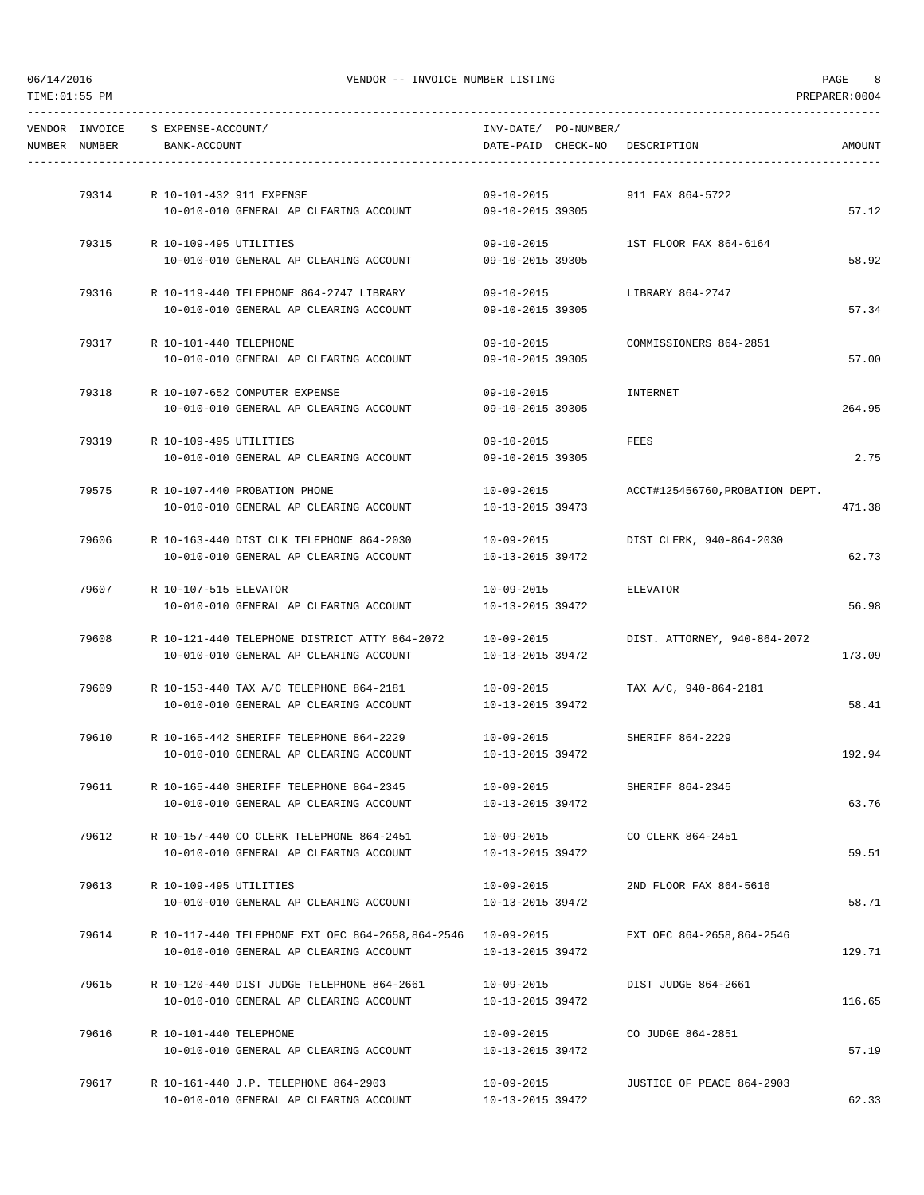| VENDOR NUMBER | INVOICE NUMBER | S EXPENSE-ACCOUNT/ BANK-ACCOUNT | INV-DATE/ DATE-PAID | PO-NUMBER/ CHECK-NO | DESCRIPTION | AMOUNT |
|---|---|---|---|---|---|---|
| | 79314 | R 10-101-432 911 EXPENSE | 09-10-2015 | | 911 FAX 864-5722 | |
| | | 10-010-010 GENERAL AP CLEARING ACCOUNT | 09-10-2015 | 39305 | | 57.12 |
| | 79315 | R 10-109-495 UTILITIES | 09-10-2015 | | 1ST FLOOR FAX 864-6164 | |
| | | 10-010-010 GENERAL AP CLEARING ACCOUNT | 09-10-2015 | 39305 | | 58.92 |
| | 79316 | R 10-119-440 TELEPHONE 864-2747 LIBRARY | 09-10-2015 | | LIBRARY 864-2747 | |
| | | 10-010-010 GENERAL AP CLEARING ACCOUNT | 09-10-2015 | 39305 | | 57.34 |
| | 79317 | R 10-101-440 TELEPHONE | 09-10-2015 | | COMMISSIONERS 864-2851 | |
| | | 10-010-010 GENERAL AP CLEARING ACCOUNT | 09-10-2015 | 39305 | | 57.00 |
| | 79318 | R 10-107-652 COMPUTER EXPENSE | 09-10-2015 | | INTERNET | |
| | | 10-010-010 GENERAL AP CLEARING ACCOUNT | 09-10-2015 | 39305 | | 264.95 |
| | 79319 | R 10-109-495 UTILITIES | 09-10-2015 | | FEES | |
| | | 10-010-010 GENERAL AP CLEARING ACCOUNT | 09-10-2015 | 39305 | | 2.75 |
| | 79575 | R 10-107-440 PROBATION PHONE | 10-09-2015 | | ACCT#125456760,PROBATION DEPT. | |
| | | 10-010-010 GENERAL AP CLEARING ACCOUNT | 10-13-2015 | 39473 | | 471.38 |
| | 79606 | R 10-163-440 DIST CLK TELEPHONE 864-2030 | 10-09-2015 | | DIST CLERK, 940-864-2030 | |
| | | 10-010-010 GENERAL AP CLEARING ACCOUNT | 10-13-2015 | 39472 | | 62.73 |
| | 79607 | R 10-107-515 ELEVATOR | 10-09-2015 | | ELEVATOR | |
| | | 10-010-010 GENERAL AP CLEARING ACCOUNT | 10-13-2015 | 39472 | | 56.98 |
| | 79608 | R 10-121-440 TELEPHONE DISTRICT ATTY 864-2072 | 10-09-2015 | | DIST. ATTORNEY, 940-864-2072 | |
| | | 10-010-010 GENERAL AP CLEARING ACCOUNT | 10-13-2015 | 39472 | | 173.09 |
| | 79609 | R 10-153-440 TAX A/C TELEPHONE 864-2181 | 10-09-2015 | | TAX A/C, 940-864-2181 | |
| | | 10-010-010 GENERAL AP CLEARING ACCOUNT | 10-13-2015 | 39472 | | 58.41 |
| | 79610 | R 10-165-442 SHERIFF TELEPHONE 864-2229 | 10-09-2015 | | SHERIFF 864-2229 | |
| | | 10-010-010 GENERAL AP CLEARING ACCOUNT | 10-13-2015 | 39472 | | 192.94 |
| | 79611 | R 10-165-440 SHERIFF TELEPHONE 864-2345 | 10-09-2015 | | SHERIFF 864-2345 | |
| | | 10-010-010 GENERAL AP CLEARING ACCOUNT | 10-13-2015 | 39472 | | 63.76 |
| | 79612 | R 10-157-440 CO CLERK TELEPHONE 864-2451 | 10-09-2015 | | CO CLERK 864-2451 | |
| | | 10-010-010 GENERAL AP CLEARING ACCOUNT | 10-13-2015 | 39472 | | 59.51 |
| | 79613 | R 10-109-495 UTILITIES | 10-09-2015 | | 2ND FLOOR FAX 864-5616 | |
| | | 10-010-010 GENERAL AP CLEARING ACCOUNT | 10-13-2015 | 39472 | | 58.71 |
| | 79614 | R 10-117-440 TELEPHONE EXT OFC 864-2658,864-2546 | 10-09-2015 | | EXT OFC 864-2658,864-2546 | |
| | | 10-010-010 GENERAL AP CLEARING ACCOUNT | 10-13-2015 | 39472 | | 129.71 |
| | 79615 | R 10-120-440 DIST JUDGE TELEPHONE 864-2661 | 10-09-2015 | | DIST JUDGE 864-2661 | |
| | | 10-010-010 GENERAL AP CLEARING ACCOUNT | 10-13-2015 | 39472 | | 116.65 |
| | 79616 | R 10-101-440 TELEPHONE | 10-09-2015 | | CO JUDGE 864-2851 | |
| | | 10-010-010 GENERAL AP CLEARING ACCOUNT | 10-13-2015 | 39472 | | 57.19 |
| | 79617 | R 10-161-440 J.P. TELEPHONE 864-2903 | 10-09-2015 | | JUSTICE OF PEACE 864-2903 | |
| | | 10-010-010 GENERAL AP CLEARING ACCOUNT | 10-13-2015 | 39472 | | 62.33 |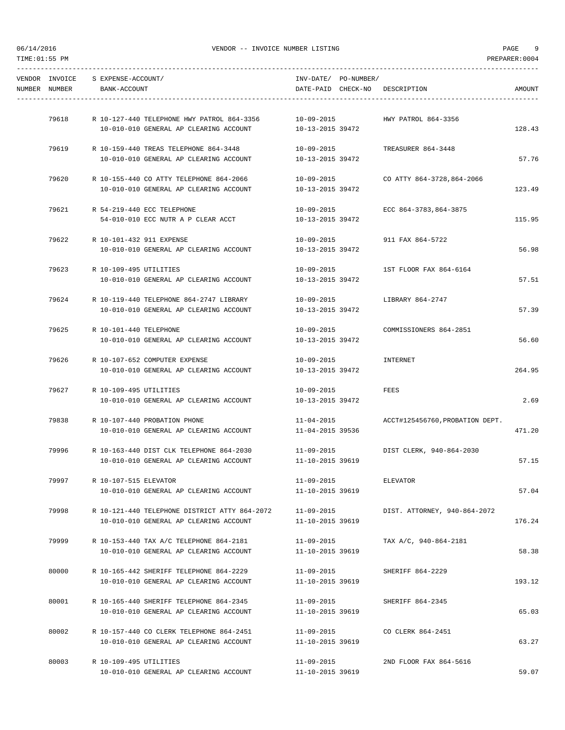# VENDOR -- INVOICE NUMBER LISTING

06/14/2016
TIME:01:55 PM
PREPARER:0004

| VENDOR NUMBER | INVOICE NUMBER | S | EXPENSE-ACCOUNT/ BANK-ACCOUNT | INV-DATE/ DATE-PAID | PO-NUMBER/ CHECK-NO | DESCRIPTION | AMOUNT |
|---|---|---|---|---|---|---|---|
| | 79618 | R | 10-127-440 TELEPHONE HWY PATROL 864-3356<br>10-010-010 GENERAL AP CLEARING ACCOUNT | 10-09-2015<br>10-13-2015 | 39472 | HWY PATROL 864-3356 | 128.43 |
| | 79619 | R | 10-159-440 TREAS TELEPHONE 864-3448<br>10-010-010 GENERAL AP CLEARING ACCOUNT | 10-09-2015<br>10-13-2015 | 39472 | TREASURER 864-3448 | 57.76 |
| | 79620 | R | 10-155-440 CO ATTY TELEPHONE 864-2066<br>10-010-010 GENERAL AP CLEARING ACCOUNT | 10-09-2015<br>10-13-2015 | 39472 | CO ATTY 864-3728,864-2066 | 123.49 |
| | 79621 | R | 54-219-440 ECC TELEPHONE<br>54-010-010 ECC NUTR A P CLEAR ACCT | 10-09-2015<br>10-13-2015 | 39472 | ECC 864-3783,864-3875 | 115.95 |
| | 79622 | R | 10-101-432 911 EXPENSE<br>10-010-010 GENERAL AP CLEARING ACCOUNT | 10-09-2015<br>10-13-2015 | 39472 | 911 FAX 864-5722 | 56.98 |
| | 79623 | R | 10-109-495 UTILITIES<br>10-010-010 GENERAL AP CLEARING ACCOUNT | 10-09-2015<br>10-13-2015 | 39472 | 1ST FLOOR FAX 864-6164 | 57.51 |
| | 79624 | R | 10-119-440 TELEPHONE 864-2747 LIBRARY<br>10-010-010 GENERAL AP CLEARING ACCOUNT | 10-09-2015<br>10-13-2015 | 39472 | LIBRARY 864-2747 | 57.39 |
| | 79625 | R | 10-101-440 TELEPHONE<br>10-010-010 GENERAL AP CLEARING ACCOUNT | 10-09-2015<br>10-13-2015 | 39472 | COMMISSIONERS 864-2851 | 56.60 |
| | 79626 | R | 10-107-652 COMPUTER EXPENSE<br>10-010-010 GENERAL AP CLEARING ACCOUNT | 10-09-2015<br>10-13-2015 | 39472 | INTERNET | 264.95 |
| | 79627 | R | 10-109-495 UTILITIES<br>10-010-010 GENERAL AP CLEARING ACCOUNT | 10-09-2015<br>10-13-2015 | 39472 | FEES | 2.69 |
| | 79838 | R | 10-107-440 PROBATION PHONE<br>10-010-010 GENERAL AP CLEARING ACCOUNT | 11-04-2015<br>11-04-2015 | 39536 | ACCT#125456760,PROBATION DEPT. | 471.20 |
| | 79996 | R | 10-163-440 DIST CLK TELEPHONE 864-2030<br>10-010-010 GENERAL AP CLEARING ACCOUNT | 11-09-2015<br>11-10-2015 | 39619 | DIST CLERK, 940-864-2030 | 57.15 |
| | 79997 | R | 10-107-515 ELEVATOR<br>10-010-010 GENERAL AP CLEARING ACCOUNT | 11-09-2015<br>11-10-2015 | 39619 | ELEVATOR | 57.04 |
| | 79998 | R | 10-121-440 TELEPHONE DISTRICT ATTY 864-2072<br>10-010-010 GENERAL AP CLEARING ACCOUNT | 11-09-2015<br>11-10-2015 | 39619 | DIST. ATTORNEY, 940-864-2072 | 176.24 |
| | 79999 | R | 10-153-440 TAX A/C TELEPHONE 864-2181<br>10-010-010 GENERAL AP CLEARING ACCOUNT | 11-09-2015<br>11-10-2015 | 39619 | TAX A/C, 940-864-2181 | 58.38 |
| | 80000 | R | 10-165-442 SHERIFF TELEPHONE 864-2229<br>10-010-010 GENERAL AP CLEARING ACCOUNT | 11-09-2015<br>11-10-2015 | 39619 | SHERIFF 864-2229 | 193.12 |
| | 80001 | R | 10-165-440 SHERIFF TELEPHONE 864-2345<br>10-010-010 GENERAL AP CLEARING ACCOUNT | 11-09-2015<br>11-10-2015 | 39619 | SHERIFF 864-2345 | 65.03 |
| | 80002 | R | 10-157-440 CO CLERK TELEPHONE 864-2451<br>10-010-010 GENERAL AP CLEARING ACCOUNT | 11-09-2015<br>11-10-2015 | 39619 | CO CLERK 864-2451 | 63.27 |
| | 80003 | R | 10-109-495 UTILITIES<br>10-010-010 GENERAL AP CLEARING ACCOUNT | 11-09-2015<br>11-10-2015 | 39619 | 2ND FLOOR FAX 864-5616 | 59.07 |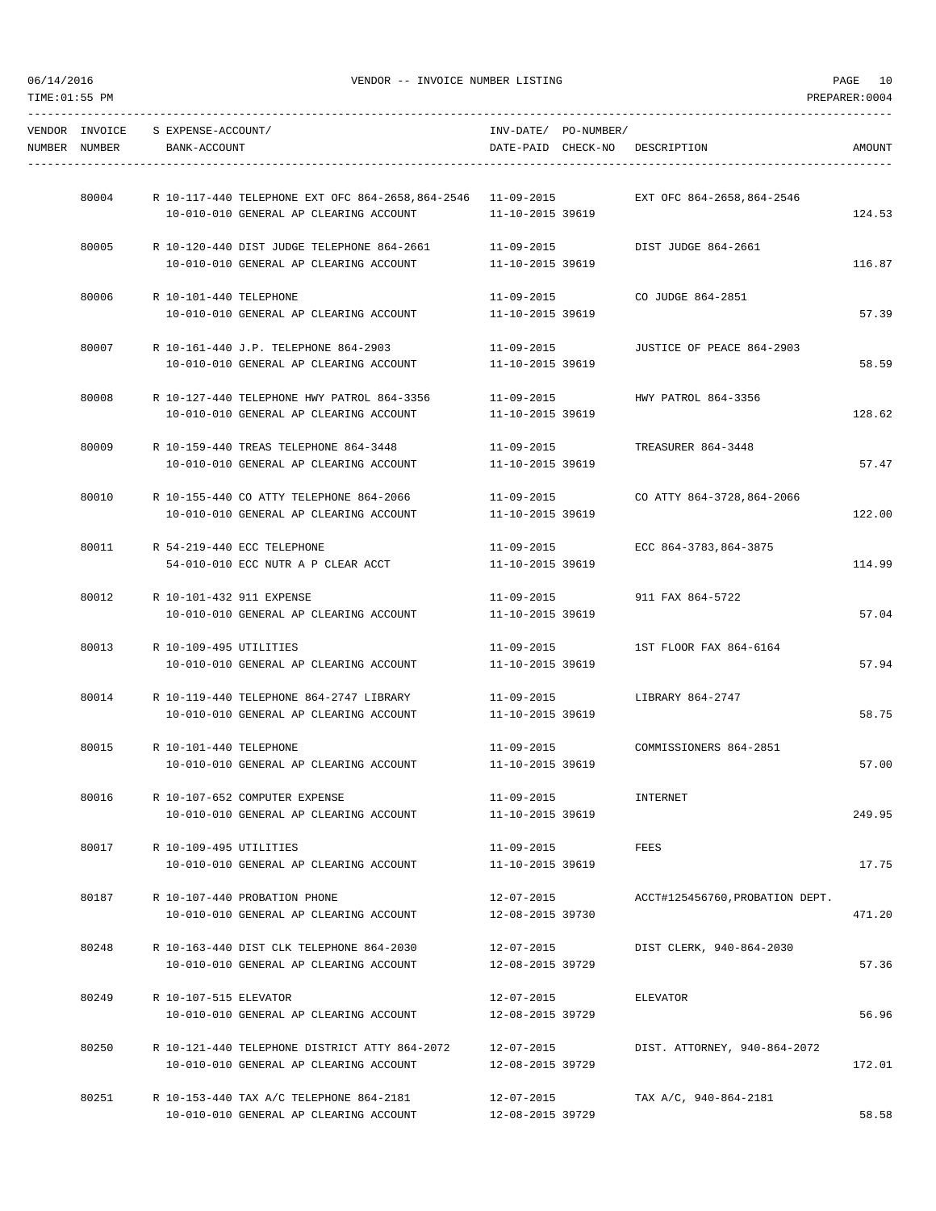06/14/2016 VENDOR -- INVOICE NUMBER LISTING

TIME:01:55 PM PREPARER:0004

| VENDOR NUMBER | INVOICE NUMBER | S EXPENSE-ACCOUNT/ BANK-ACCOUNT | INV-DATE/ DATE-PAID | PO-NUMBER/ CHECK-NO | DESCRIPTION | AMOUNT |
|---|---|---|---|---|---|---|
| | 80004 | R 10-117-440 TELEPHONE EXT OFC 864-2658,864-2546<br>10-010-010 GENERAL AP CLEARING ACCOUNT | 11-09-2015<br>11-10-2015 | 39619 | EXT OFC 864-2658,864-2546 | 124.53 |
| | 80005 | R 10-120-440 DIST JUDGE TELEPHONE 864-2661<br>10-010-010 GENERAL AP CLEARING ACCOUNT | 11-09-2015<br>11-10-2015 | 39619 | DIST JUDGE 864-2661 | 116.87 |
| | 80006 | R 10-101-440 TELEPHONE<br>10-010-010 GENERAL AP CLEARING ACCOUNT | 11-09-2015<br>11-10-2015 | 39619 | CO JUDGE 864-2851 | 57.39 |
| | 80007 | R 10-161-440 J.P. TELEPHONE 864-2903<br>10-010-010 GENERAL AP CLEARING ACCOUNT | 11-09-2015<br>11-10-2015 | 39619 | JUSTICE OF PEACE 864-2903 | 58.59 |
| | 80008 | R 10-127-440 TELEPHONE HWY PATROL 864-3356<br>10-010-010 GENERAL AP CLEARING ACCOUNT | 11-09-2015<br>11-10-2015 | 39619 | HWY PATROL 864-3356 | 128.62 |
| | 80009 | R 10-159-440 TREAS TELEPHONE 864-3448<br>10-010-010 GENERAL AP CLEARING ACCOUNT | 11-09-2015<br>11-10-2015 | 39619 | TREASURER 864-3448 | 57.47 |
| | 80010 | R 10-155-440 CO ATTY TELEPHONE 864-2066<br>10-010-010 GENERAL AP CLEARING ACCOUNT | 11-09-2015<br>11-10-2015 | 39619 | CO ATTY 864-3728,864-2066 | 122.00 |
| | 80011 | R 54-219-440 ECC TELEPHONE<br>54-010-010 ECC NUTR A P CLEAR ACCT | 11-09-2015<br>11-10-2015 | 39619 | ECC 864-3783,864-3875 | 114.99 |
| | 80012 | R 10-101-432 911 EXPENSE<br>10-010-010 GENERAL AP CLEARING ACCOUNT | 11-09-2015<br>11-10-2015 | 39619 | 911 FAX 864-5722 | 57.04 |
| | 80013 | R 10-109-495 UTILITIES<br>10-010-010 GENERAL AP CLEARING ACCOUNT | 11-09-2015<br>11-10-2015 | 39619 | 1ST FLOOR FAX 864-6164 | 57.94 |
| | 80014 | R 10-119-440 TELEPHONE 864-2747 LIBRARY<br>10-010-010 GENERAL AP CLEARING ACCOUNT | 11-09-2015<br>11-10-2015 | 39619 | LIBRARY 864-2747 | 58.75 |
| | 80015 | R 10-101-440 TELEPHONE<br>10-010-010 GENERAL AP CLEARING ACCOUNT | 11-09-2015<br>11-10-2015 | 39619 | COMMISSIONERS 864-2851 | 57.00 |
| | 80016 | R 10-107-652 COMPUTER EXPENSE<br>10-010-010 GENERAL AP CLEARING ACCOUNT | 11-09-2015<br>11-10-2015 | 39619 | INTERNET | 249.95 |
| | 80017 | R 10-109-495 UTILITIES<br>10-010-010 GENERAL AP CLEARING ACCOUNT | 11-09-2015<br>11-10-2015 | 39619 | FEES | 17.75 |
| | 80187 | R 10-107-440 PROBATION PHONE<br>10-010-010 GENERAL AP CLEARING ACCOUNT | 12-07-2015<br>12-08-2015 | 39730 | ACCT#125456760,PROBATION DEPT. | 471.20 |
| | 80248 | R 10-163-440 DIST CLK TELEPHONE 864-2030<br>10-010-010 GENERAL AP CLEARING ACCOUNT | 12-07-2015<br>12-08-2015 | 39729 | DIST CLERK, 940-864-2030 | 57.36 |
| | 80249 | R 10-107-515 ELEVATOR<br>10-010-010 GENERAL AP CLEARING ACCOUNT | 12-07-2015<br>12-08-2015 | 39729 | ELEVATOR | 56.96 |
| | 80250 | R 10-121-440 TELEPHONE DISTRICT ATTY 864-2072<br>10-010-010 GENERAL AP CLEARING ACCOUNT | 12-07-2015<br>12-08-2015 | 39729 | DIST. ATTORNEY, 940-864-2072 | 172.01 |
| | 80251 | R 10-153-440 TAX A/C TELEPHONE 864-2181<br>10-010-010 GENERAL AP CLEARING ACCOUNT | 12-07-2015<br>12-08-2015 | 39729 | TAX A/C, 940-864-2181 | 58.58 |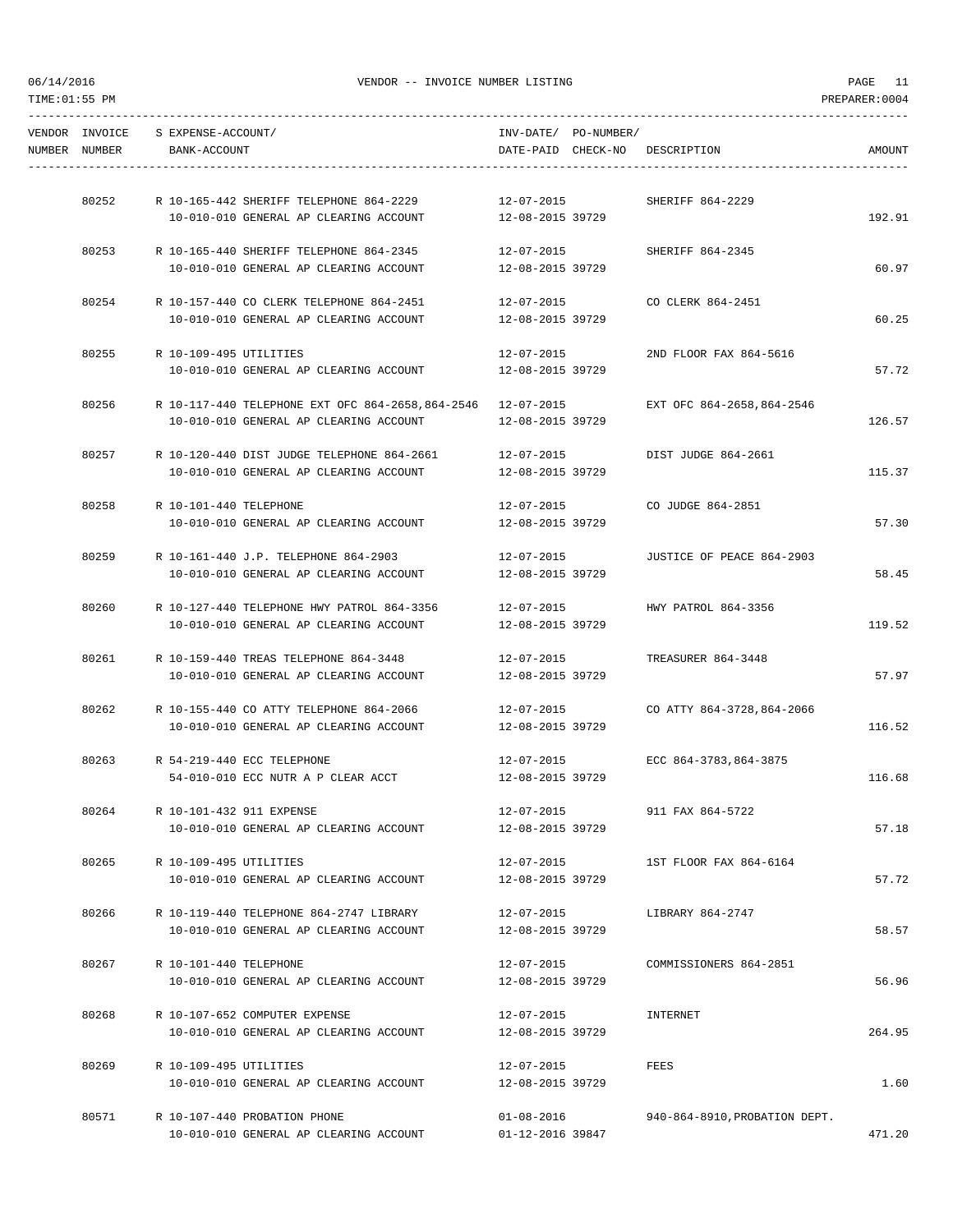VENDOR -- INVOICE NUMBER LISTING

| VENDOR NUMBER | INVOICE NUMBER | S | EXPENSE-ACCOUNT/ BANK-ACCOUNT | INV-DATE/ DATE-PAID | PO-NUMBER/ CHECK-NO | DESCRIPTION | AMOUNT |
|---|---|---|---|---|---|---|---|
| | 80252 | R | 10-165-442 SHERIFF TELEPHONE 864-2229 | 12-07-2015 | | SHERIFF 864-2229 | |
| | | | 10-010-010 GENERAL AP CLEARING ACCOUNT | 12-08-2015 | 39729 | | 192.91 |
| | 80253 | R | 10-165-440 SHERIFF TELEPHONE 864-2345 | 12-07-2015 | | SHERIFF 864-2345 | |
| | | | 10-010-010 GENERAL AP CLEARING ACCOUNT | 12-08-2015 | 39729 | | 60.97 |
| | 80254 | R | 10-157-440 CO CLERK TELEPHONE 864-2451 | 12-07-2015 | | CO CLERK 864-2451 | |
| | | | 10-010-010 GENERAL AP CLEARING ACCOUNT | 12-08-2015 | 39729 | | 60.25 |
| | 80255 | R | 10-109-495 UTILITIES | 12-07-2015 | | 2ND FLOOR FAX 864-5616 | |
| | | | 10-010-010 GENERAL AP CLEARING ACCOUNT | 12-08-2015 | 39729 | | 57.72 |
| | 80256 | R | 10-117-440 TELEPHONE EXT OFC 864-2658,864-2546 | 12-07-2015 | | EXT OFC 864-2658,864-2546 | |
| | | | 10-010-010 GENERAL AP CLEARING ACCOUNT | 12-08-2015 | 39729 | | 126.57 |
| | 80257 | R | 10-120-440 DIST JUDGE TELEPHONE 864-2661 | 12-07-2015 | | DIST JUDGE 864-2661 | |
| | | | 10-010-010 GENERAL AP CLEARING ACCOUNT | 12-08-2015 | 39729 | | 115.37 |
| | 80258 | R | 10-101-440 TELEPHONE | 12-07-2015 | | CO JUDGE 864-2851 | |
| | | | 10-010-010 GENERAL AP CLEARING ACCOUNT | 12-08-2015 | 39729 | | 57.30 |
| | 80259 | R | 10-161-440 J.P. TELEPHONE 864-2903 | 12-07-2015 | | JUSTICE OF PEACE 864-2903 | |
| | | | 10-010-010 GENERAL AP CLEARING ACCOUNT | 12-08-2015 | 39729 | | 58.45 |
| | 80260 | R | 10-127-440 TELEPHONE HWY PATROL 864-3356 | 12-07-2015 | | HWY PATROL 864-3356 | |
| | | | 10-010-010 GENERAL AP CLEARING ACCOUNT | 12-08-2015 | 39729 | | 119.52 |
| | 80261 | R | 10-159-440 TREAS TELEPHONE 864-3448 | 12-07-2015 | | TREASURER 864-3448 | |
| | | | 10-010-010 GENERAL AP CLEARING ACCOUNT | 12-08-2015 | 39729 | | 57.97 |
| | 80262 | R | 10-155-440 CO ATTY TELEPHONE 864-2066 | 12-07-2015 | | CO ATTY 864-3728,864-2066 | |
| | | | 10-010-010 GENERAL AP CLEARING ACCOUNT | 12-08-2015 | 39729 | | 116.52 |
| | 80263 | R | 54-219-440 ECC TELEPHONE | 12-07-2015 | | ECC 864-3783,864-3875 | |
| | | | 54-010-010 ECC NUTR A P CLEAR ACCT | 12-08-2015 | 39729 | | 116.68 |
| | 80264 | R | 10-101-432 911 EXPENSE | 12-07-2015 | | 911 FAX 864-5722 | |
| | | | 10-010-010 GENERAL AP CLEARING ACCOUNT | 12-08-2015 | 39729 | | 57.18 |
| | 80265 | R | 10-109-495 UTILITIES | 12-07-2015 | | 1ST FLOOR FAX 864-6164 | |
| | | | 10-010-010 GENERAL AP CLEARING ACCOUNT | 12-08-2015 | 39729 | | 57.72 |
| | 80266 | R | 10-119-440 TELEPHONE 864-2747 LIBRARY | 12-07-2015 | | LIBRARY 864-2747 | |
| | | | 10-010-010 GENERAL AP CLEARING ACCOUNT | 12-08-2015 | 39729 | | 58.57 |
| | 80267 | R | 10-101-440 TELEPHONE | 12-07-2015 | | COMMISSIONERS 864-2851 | |
| | | | 10-010-010 GENERAL AP CLEARING ACCOUNT | 12-08-2015 | 39729 | | 56.96 |
| | 80268 | R | 10-107-652 COMPUTER EXPENSE | 12-07-2015 | | INTERNET | |
| | | | 10-010-010 GENERAL AP CLEARING ACCOUNT | 12-08-2015 | 39729 | | 264.95 |
| | 80269 | R | 10-109-495 UTILITIES | 12-07-2015 | | FEES | |
| | | | 10-010-010 GENERAL AP CLEARING ACCOUNT | 12-08-2015 | 39729 | | 1.60 |
| | 80571 | R | 10-107-440 PROBATION PHONE | 01-08-2016 | | 940-864-8910,PROBATION DEPT. | |
| | | | 10-010-010 GENERAL AP CLEARING ACCOUNT | 01-12-2016 | 39847 | | 471.20 |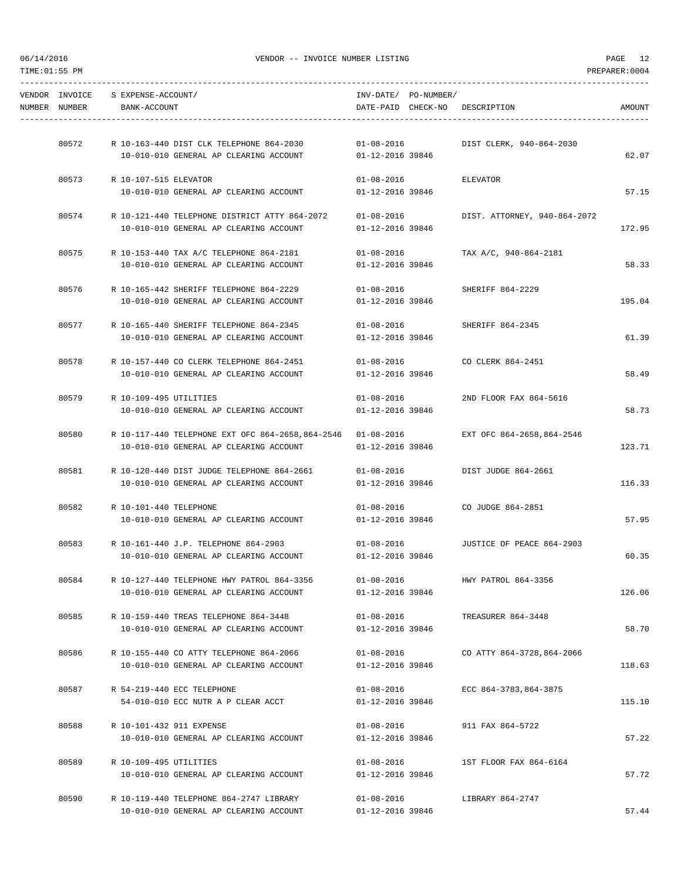| VENDOR NUMBER | INVOICE NUMBER | S | EXPENSE-ACCOUNT/ BANK-ACCOUNT | INV-DATE/ DATE-PAID | PO-NUMBER/ CHECK-NO | DESCRIPTION | AMOUNT |
|---|---|---|---|---|---|---|---|
| | 80572 | R | 10-163-440 DIST CLK TELEPHONE 864-2030 | 01-08-2016 | | DIST CLERK, 940-864-2030 | |
| | | | 10-010-010 GENERAL AP CLEARING ACCOUNT | 01-12-2016 | 39846 | | 62.07 |
| | 80573 | R | 10-107-515 ELEVATOR | 01-08-2016 | | ELEVATOR | |
| | | | 10-010-010 GENERAL AP CLEARING ACCOUNT | 01-12-2016 | 39846 | | 57.15 |
| | 80574 | R | 10-121-440 TELEPHONE DISTRICT ATTY 864-2072 | 01-08-2016 | | DIST. ATTORNEY, 940-864-2072 | |
| | | | 10-010-010 GENERAL AP CLEARING ACCOUNT | 01-12-2016 | 39846 | | 172.95 |
| | 80575 | R | 10-153-440 TAX A/C TELEPHONE 864-2181 | 01-08-2016 | | TAX A/C, 940-864-2181 | |
| | | | 10-010-010 GENERAL AP CLEARING ACCOUNT | 01-12-2016 | 39846 | | 58.33 |
| | 80576 | R | 10-165-442 SHERIFF TELEPHONE 864-2229 | 01-08-2016 | | SHERIFF 864-2229 | |
| | | | 10-010-010 GENERAL AP CLEARING ACCOUNT | 01-12-2016 | 39846 | | 195.04 |
| | 80577 | R | 10-165-440 SHERIFF TELEPHONE 864-2345 | 01-08-2016 | | SHERIFF 864-2345 | |
| | | | 10-010-010 GENERAL AP CLEARING ACCOUNT | 01-12-2016 | 39846 | | 61.39 |
| | 80578 | R | 10-157-440 CO CLERK TELEPHONE 864-2451 | 01-08-2016 | | CO CLERK 864-2451 | |
| | | | 10-010-010 GENERAL AP CLEARING ACCOUNT | 01-12-2016 | 39846 | | 58.49 |
| | 80579 | R | 10-109-495 UTILITIES | 01-08-2016 | | 2ND FLOOR FAX 864-5616 | |
| | | | 10-010-010 GENERAL AP CLEARING ACCOUNT | 01-12-2016 | 39846 | | 58.73 |
| | 80580 | R | 10-117-440 TELEPHONE EXT OFC 864-2658,864-2546 | 01-08-2016 | | EXT OFC 864-2658,864-2546 | |
| | | | 10-010-010 GENERAL AP CLEARING ACCOUNT | 01-12-2016 | 39846 | | 123.71 |
| | 80581 | R | 10-120-440 DIST JUDGE TELEPHONE 864-2661 | 01-08-2016 | | DIST JUDGE 864-2661 | |
| | | | 10-010-010 GENERAL AP CLEARING ACCOUNT | 01-12-2016 | 39846 | | 116.33 |
| | 80582 | R | 10-101-440 TELEPHONE | 01-08-2016 | | CO JUDGE 864-2851 | |
| | | | 10-010-010 GENERAL AP CLEARING ACCOUNT | 01-12-2016 | 39846 | | 57.95 |
| | 80583 | R | 10-161-440 J.P. TELEPHONE 864-2903 | 01-08-2016 | | JUSTICE OF PEACE 864-2903 | |
| | | | 10-010-010 GENERAL AP CLEARING ACCOUNT | 01-12-2016 | 39846 | | 60.35 |
| | 80584 | R | 10-127-440 TELEPHONE HWY PATROL 864-3356 | 01-08-2016 | | HWY PATROL 864-3356 | |
| | | | 10-010-010 GENERAL AP CLEARING ACCOUNT | 01-12-2016 | 39846 | | 126.06 |
| | 80585 | R | 10-159-440 TREAS TELEPHONE 864-3448 | 01-08-2016 | | TREASURER 864-3448 | |
| | | | 10-010-010 GENERAL AP CLEARING ACCOUNT | 01-12-2016 | 39846 | | 58.70 |
| | 80586 | R | 10-155-440 CO ATTY TELEPHONE 864-2066 | 01-08-2016 | | CO ATTY 864-3728,864-2066 | |
| | | | 10-010-010 GENERAL AP CLEARING ACCOUNT | 01-12-2016 | 39846 | | 118.63 |
| | 80587 | R | 54-219-440 ECC TELEPHONE | 01-08-2016 | | ECC 864-3783,864-3875 | |
| | | | 54-010-010 ECC NUTR A P CLEAR ACCT | 01-12-2016 | 39846 | | 115.10 |
| | 80588 | R | 10-101-432 911 EXPENSE | 01-08-2016 | | 911 FAX 864-5722 | |
| | | | 10-010-010 GENERAL AP CLEARING ACCOUNT | 01-12-2016 | 39846 | | 57.22 |
| | 80589 | R | 10-109-495 UTILITIES | 01-08-2016 | | 1ST FLOOR FAX 864-6164 | |
| | | | 10-010-010 GENERAL AP CLEARING ACCOUNT | 01-12-2016 | 39846 | | 57.72 |
| | 80590 | R | 10-119-440 TELEPHONE 864-2747 LIBRARY | 01-08-2016 | | LIBRARY 864-2747 | |
| | | | 10-010-010 GENERAL AP CLEARING ACCOUNT | 01-12-2016 | 39846 | | 57.44 |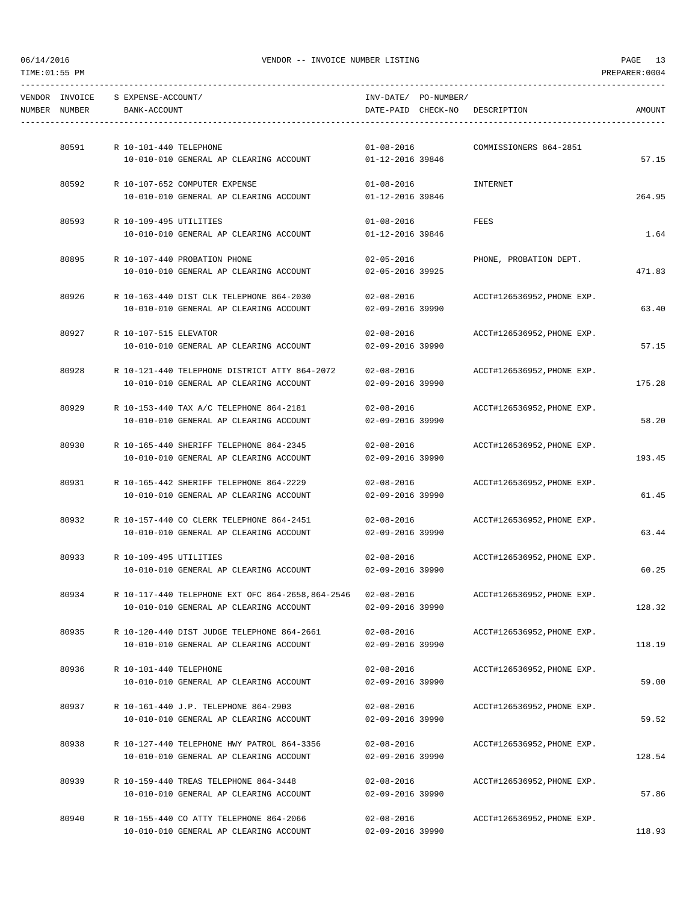| VENDOR NUMBER | INVOICE NUMBER | S EXPENSE-ACCOUNT/ BANK-ACCOUNT | INV-DATE/ DATE-PAID | PO-NUMBER/ CHECK-NO | DESCRIPTION | AMOUNT |
|---|---|---|---|---|---|---|
| | 80591 | R 10-101-440 TELEPHONE<br>10-010-010 GENERAL AP CLEARING ACCOUNT | 01-08-2016<br>01-12-2016 | 39846 | COMMISSIONERS 864-2851 | 57.15 |
| | 80592 | R 10-107-652 COMPUTER EXPENSE<br>10-010-010 GENERAL AP CLEARING ACCOUNT | 01-08-2016<br>01-12-2016 | 39846 | INTERNET | 264.95 |
| | 80593 | R 10-109-495 UTILITIES<br>10-010-010 GENERAL AP CLEARING ACCOUNT | 01-08-2016<br>01-12-2016 | 39846 | FEES | 1.64 |
| | 80895 | R 10-107-440 PROBATION PHONE<br>10-010-010 GENERAL AP CLEARING ACCOUNT | 02-05-2016<br>02-05-2016 | 39925 | PHONE, PROBATION DEPT. | 471.83 |
| | 80926 | R 10-163-440 DIST CLK TELEPHONE 864-2030<br>10-010-010 GENERAL AP CLEARING ACCOUNT | 02-08-2016<br>02-09-2016 | 39990 | ACCT#126536952,PHONE EXP. | 63.40 |
| | 80927 | R 10-107-515 ELEVATOR<br>10-010-010 GENERAL AP CLEARING ACCOUNT | 02-08-2016<br>02-09-2016 | 39990 | ACCT#126536952,PHONE EXP. | 57.15 |
| | 80928 | R 10-121-440 TELEPHONE DISTRICT ATTY 864-2072<br>10-010-010 GENERAL AP CLEARING ACCOUNT | 02-08-2016<br>02-09-2016 | 39990 | ACCT#126536952,PHONE EXP. | 175.28 |
| | 80929 | R 10-153-440 TAX A/C TELEPHONE 864-2181<br>10-010-010 GENERAL AP CLEARING ACCOUNT | 02-08-2016<br>02-09-2016 | 39990 | ACCT#126536952,PHONE EXP. | 58.20 |
| | 80930 | R 10-165-440 SHERIFF TELEPHONE 864-2345<br>10-010-010 GENERAL AP CLEARING ACCOUNT | 02-08-2016<br>02-09-2016 | 39990 | ACCT#126536952,PHONE EXP. | 193.45 |
| | 80931 | R 10-165-442 SHERIFF TELEPHONE 864-2229<br>10-010-010 GENERAL AP CLEARING ACCOUNT | 02-08-2016<br>02-09-2016 | 39990 | ACCT#126536952,PHONE EXP. | 61.45 |
| | 80932 | R 10-157-440 CO CLERK TELEPHONE 864-2451<br>10-010-010 GENERAL AP CLEARING ACCOUNT | 02-08-2016<br>02-09-2016 | 39990 | ACCT#126536952,PHONE EXP. | 63.44 |
| | 80933 | R 10-109-495 UTILITIES<br>10-010-010 GENERAL AP CLEARING ACCOUNT | 02-08-2016<br>02-09-2016 | 39990 | ACCT#126536952,PHONE EXP. | 60.25 |
| | 80934 | R 10-117-440 TELEPHONE EXT OFC 864-2658,864-2546<br>10-010-010 GENERAL AP CLEARING ACCOUNT | 02-08-2016<br>02-09-2016 | 39990 | ACCT#126536952,PHONE EXP. | 128.32 |
| | 80935 | R 10-120-440 DIST JUDGE TELEPHONE 864-2661<br>10-010-010 GENERAL AP CLEARING ACCOUNT | 02-08-2016<br>02-09-2016 | 39990 | ACCT#126536952,PHONE EXP. | 118.19 |
| | 80936 | R 10-101-440 TELEPHONE<br>10-010-010 GENERAL AP CLEARING ACCOUNT | 02-08-2016<br>02-09-2016 | 39990 | ACCT#126536952,PHONE EXP. | 59.00 |
| | 80937 | R 10-161-440 J.P. TELEPHONE 864-2903<br>10-010-010 GENERAL AP CLEARING ACCOUNT | 02-08-2016<br>02-09-2016 | 39990 | ACCT#126536952,PHONE EXP. | 59.52 |
| | 80938 | R 10-127-440 TELEPHONE HWY PATROL 864-3356<br>10-010-010 GENERAL AP CLEARING ACCOUNT | 02-08-2016<br>02-09-2016 | 39990 | ACCT#126536952,PHONE EXP. | 128.54 |
| | 80939 | R 10-159-440 TREAS TELEPHONE 864-3448<br>10-010-010 GENERAL AP CLEARING ACCOUNT | 02-08-2016<br>02-09-2016 | 39990 | ACCT#126536952,PHONE EXP. | 57.86 |
| | 80940 | R 10-155-440 CO ATTY TELEPHONE 864-2066<br>10-010-010 GENERAL AP CLEARING ACCOUNT | 02-08-2016<br>02-09-2016 | 39990 | ACCT#126536952,PHONE EXP. | 118.93 |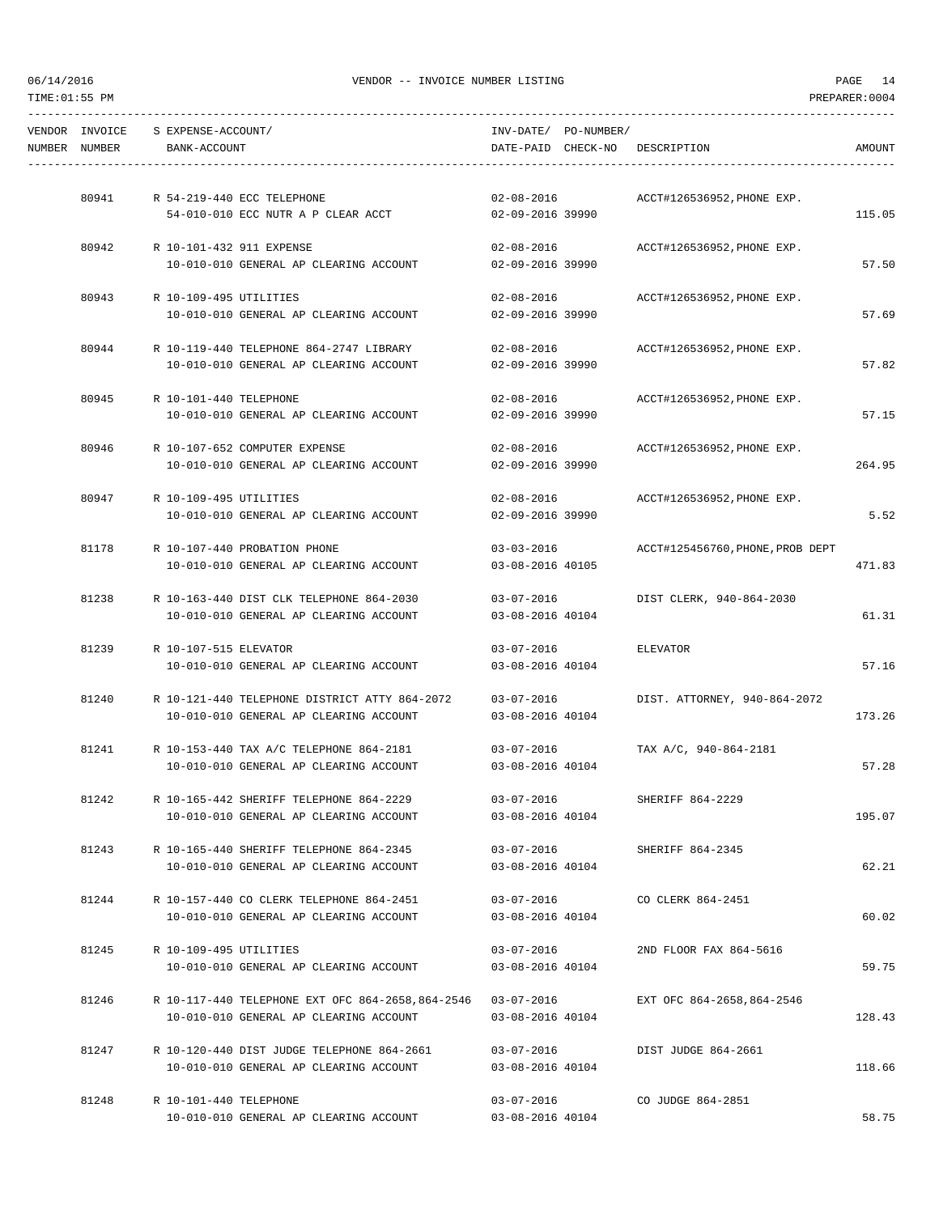| VENDOR NUMBER | INVOICE NUMBER | S | EXPENSE-ACCOUNT/ BANK-ACCOUNT | INV-DATE/ DATE-PAID | PO-NUMBER/ CHECK-NO | DESCRIPTION | AMOUNT |
|---|---|---|---|---|---|---|---|
| | 80941 | R | 54-219-440 ECC TELEPHONE | 02-08-2016 | | ACCT#126536952,PHONE EXP. | |
| | | | 54-010-010 ECC NUTR A P CLEAR ACCT | 02-09-2016 | 39990 | | 115.05 |
| | 80942 | R | 10-101-432 911 EXPENSE | 02-08-2016 | | ACCT#126536952,PHONE EXP. | |
| | | | 10-010-010 GENERAL AP CLEARING ACCOUNT | 02-09-2016 | 39990 | | 57.50 |
| | 80943 | R | 10-109-495 UTILITIES | 02-08-2016 | | ACCT#126536952,PHONE EXP. | |
| | | | 10-010-010 GENERAL AP CLEARING ACCOUNT | 02-09-2016 | 39990 | | 57.69 |
| | 80944 | R | 10-119-440 TELEPHONE 864-2747 LIBRARY | 02-08-2016 | | ACCT#126536952,PHONE EXP. | |
| | | | 10-010-010 GENERAL AP CLEARING ACCOUNT | 02-09-2016 | 39990 | | 57.82 |
| | 80945 | R | 10-101-440 TELEPHONE | 02-08-2016 | | ACCT#126536952,PHONE EXP. | |
| | | | 10-010-010 GENERAL AP CLEARING ACCOUNT | 02-09-2016 | 39990 | | 57.15 |
| | 80946 | R | 10-107-652 COMPUTER EXPENSE | 02-08-2016 | | ACCT#126536952,PHONE EXP. | |
| | | | 10-010-010 GENERAL AP CLEARING ACCOUNT | 02-09-2016 | 39990 | | 264.95 |
| | 80947 | R | 10-109-495 UTILITIES | 02-08-2016 | | ACCT#126536952,PHONE EXP. | |
| | | | 10-010-010 GENERAL AP CLEARING ACCOUNT | 02-09-2016 | 39990 | | 5.52 |
| | 81178 | R | 10-107-440 PROBATION PHONE | 03-03-2016 | | ACCT#125456760,PHONE,PROB DEPT | |
| | | | 10-010-010 GENERAL AP CLEARING ACCOUNT | 03-08-2016 | 40105 | | 471.83 |
| | 81238 | R | 10-163-440 DIST CLK TELEPHONE 864-2030 | 03-07-2016 | | DIST CLERK, 940-864-2030 | |
| | | | 10-010-010 GENERAL AP CLEARING ACCOUNT | 03-08-2016 | 40104 | | 61.31 |
| | 81239 | R | 10-107-515 ELEVATOR | 03-07-2016 | | ELEVATOR | |
| | | | 10-010-010 GENERAL AP CLEARING ACCOUNT | 03-08-2016 | 40104 | | 57.16 |
| | 81240 | R | 10-121-440 TELEPHONE DISTRICT ATTY 864-2072 | 03-07-2016 | | DIST. ATTORNEY, 940-864-2072 | |
| | | | 10-010-010 GENERAL AP CLEARING ACCOUNT | 03-08-2016 | 40104 | | 173.26 |
| | 81241 | R | 10-153-440 TAX A/C TELEPHONE 864-2181 | 03-07-2016 | | TAX A/C, 940-864-2181 | |
| | | | 10-010-010 GENERAL AP CLEARING ACCOUNT | 03-08-2016 | 40104 | | 57.28 |
| | 81242 | R | 10-165-442 SHERIFF TELEPHONE 864-2229 | 03-07-2016 | | SHERIFF 864-2229 | |
| | | | 10-010-010 GENERAL AP CLEARING ACCOUNT | 03-08-2016 | 40104 | | 195.07 |
| | 81243 | R | 10-165-440 SHERIFF TELEPHONE 864-2345 | 03-07-2016 | | SHERIFF 864-2345 | |
| | | | 10-010-010 GENERAL AP CLEARING ACCOUNT | 03-08-2016 | 40104 | | 62.21 |
| | 81244 | R | 10-157-440 CO CLERK TELEPHONE 864-2451 | 03-07-2016 | | CO CLERK 864-2451 | |
| | | | 10-010-010 GENERAL AP CLEARING ACCOUNT | 03-08-2016 | 40104 | | 60.02 |
| | 81245 | R | 10-109-495 UTILITIES | 03-07-2016 | | 2ND FLOOR FAX 864-5616 | |
| | | | 10-010-010 GENERAL AP CLEARING ACCOUNT | 03-08-2016 | 40104 | | 59.75 |
| | 81246 | R | 10-117-440 TELEPHONE EXT OFC 864-2658,864-2546 | 03-07-2016 | | EXT OFC 864-2658,864-2546 | |
| | | | 10-010-010 GENERAL AP CLEARING ACCOUNT | 03-08-2016 | 40104 | | 128.43 |
| | 81247 | R | 10-120-440 DIST JUDGE TELEPHONE 864-2661 | 03-07-2016 | | DIST JUDGE 864-2661 | |
| | | | 10-010-010 GENERAL AP CLEARING ACCOUNT | 03-08-2016 | 40104 | | 118.66 |
| | 81248 | R | 10-101-440 TELEPHONE | 03-07-2016 | | CO JUDGE 864-2851 | |
| | | | 10-010-010 GENERAL AP CLEARING ACCOUNT | 03-08-2016 | 40104 | | 58.75 |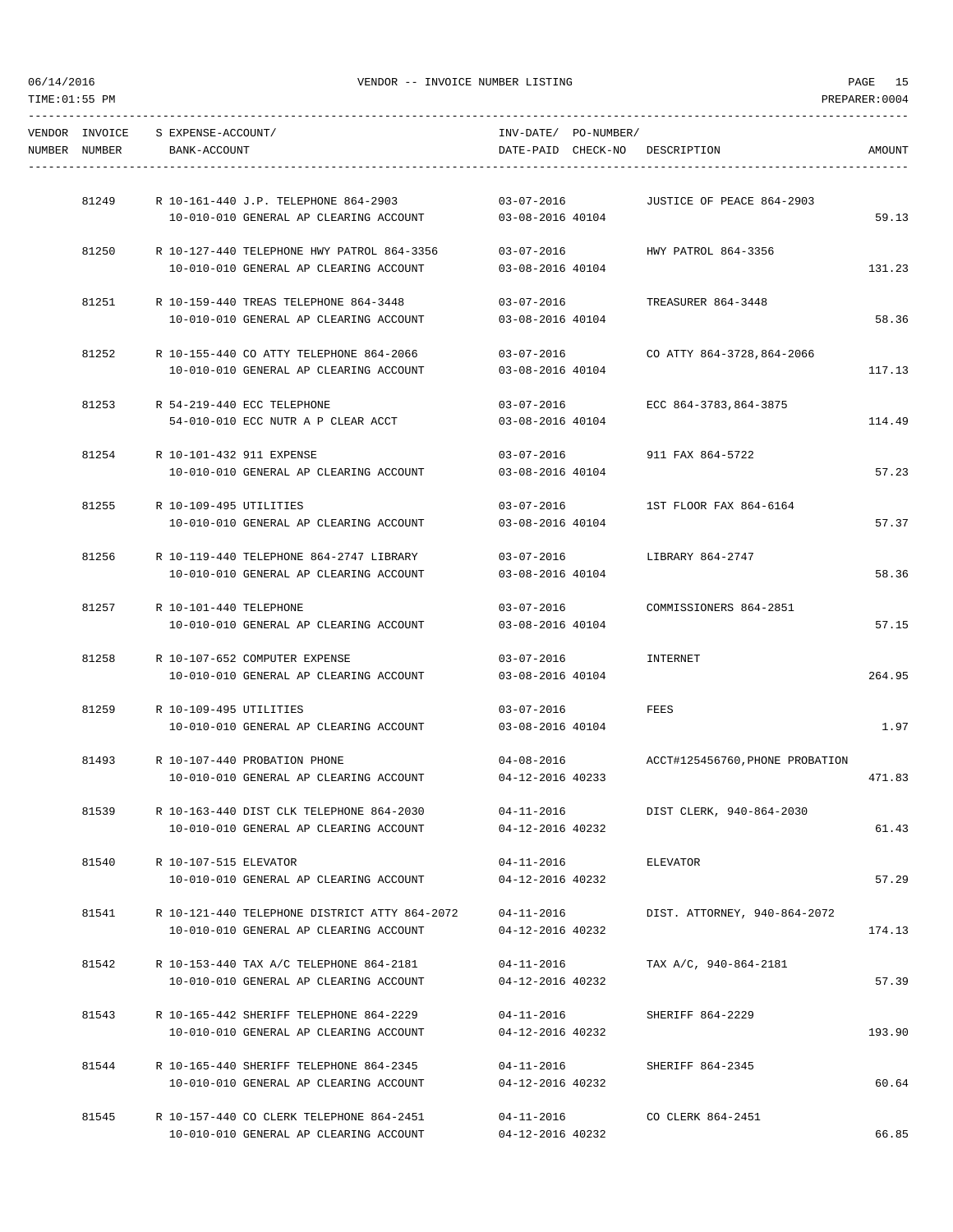| VENDOR NUMBER | INVOICE NUMBER | S EXPENSE-ACCOUNT/ BANK-ACCOUNT | INV-DATE/ DATE-PAID | PO-NUMBER/ CHECK-NO | DESCRIPTION | AMOUNT |
|---|---|---|---|---|---|---|
| | 81249 | R 10-161-440 J.P. TELEPHONE 864-2903 | 03-07-2016 | | JUSTICE OF PEACE 864-2903 | |
| | | 10-010-010 GENERAL AP CLEARING ACCOUNT | 03-08-2016 | 40104 | | 59.13 |
| | 81250 | R 10-127-440 TELEPHONE HWY PATROL 864-3356 | 03-07-2016 | | HWY PATROL 864-3356 | |
| | | 10-010-010 GENERAL AP CLEARING ACCOUNT | 03-08-2016 | 40104 | | 131.23 |
| | 81251 | R 10-159-440 TREAS TELEPHONE 864-3448 | 03-07-2016 | | TREASURER 864-3448 | |
| | | 10-010-010 GENERAL AP CLEARING ACCOUNT | 03-08-2016 | 40104 | | 58.36 |
| | 81252 | R 10-155-440 CO ATTY TELEPHONE 864-2066 | 03-07-2016 | | CO ATTY 864-3728,864-2066 | |
| | | 10-010-010 GENERAL AP CLEARING ACCOUNT | 03-08-2016 | 40104 | | 117.13 |
| | 81253 | R 54-219-440 ECC TELEPHONE | 03-07-2016 | | ECC 864-3783,864-3875 | |
| | | 54-010-010 ECC NUTR A P CLEAR ACCT | 03-08-2016 | 40104 | | 114.49 |
| | 81254 | R 10-101-432 911 EXPENSE | 03-07-2016 | | 911 FAX 864-5722 | |
| | | 10-010-010 GENERAL AP CLEARING ACCOUNT | 03-08-2016 | 40104 | | 57.23 |
| | 81255 | R 10-109-495 UTILITIES | 03-07-2016 | | 1ST FLOOR FAX 864-6164 | |
| | | 10-010-010 GENERAL AP CLEARING ACCOUNT | 03-08-2016 | 40104 | | 57.37 |
| | 81256 | R 10-119-440 TELEPHONE 864-2747 LIBRARY | 03-07-2016 | | LIBRARY 864-2747 | |
| | | 10-010-010 GENERAL AP CLEARING ACCOUNT | 03-08-2016 | 40104 | | 58.36 |
| | 81257 | R 10-101-440 TELEPHONE | 03-07-2016 | | COMMISSIONERS 864-2851 | |
| | | 10-010-010 GENERAL AP CLEARING ACCOUNT | 03-08-2016 | 40104 | | 57.15 |
| | 81258 | R 10-107-652 COMPUTER EXPENSE | 03-07-2016 | | INTERNET | |
| | | 10-010-010 GENERAL AP CLEARING ACCOUNT | 03-08-2016 | 40104 | | 264.95 |
| | 81259 | R 10-109-495 UTILITIES | 03-07-2016 | | FEES | |
| | | 10-010-010 GENERAL AP CLEARING ACCOUNT | 03-08-2016 | 40104 | | 1.97 |
| | 81493 | R 10-107-440 PROBATION PHONE | 04-08-2016 | | ACCT#125456760,PHONE PROBATION | |
| | | 10-010-010 GENERAL AP CLEARING ACCOUNT | 04-12-2016 | 40233 | | 471.83 |
| | 81539 | R 10-163-440 DIST CLK TELEPHONE 864-2030 | 04-11-2016 | | DIST CLERK, 940-864-2030 | |
| | | 10-010-010 GENERAL AP CLEARING ACCOUNT | 04-12-2016 | 40232 | | 61.43 |
| | 81540 | R 10-107-515 ELEVATOR | 04-11-2016 | | ELEVATOR | |
| | | 10-010-010 GENERAL AP CLEARING ACCOUNT | 04-12-2016 | 40232 | | 57.29 |
| | 81541 | R 10-121-440 TELEPHONE DISTRICT ATTY 864-2072 | 04-11-2016 | | DIST. ATTORNEY, 940-864-2072 | |
| | | 10-010-010 GENERAL AP CLEARING ACCOUNT | 04-12-2016 | 40232 | | 174.13 |
| | 81542 | R 10-153-440 TAX A/C TELEPHONE 864-2181 | 04-11-2016 | | TAX A/C, 940-864-2181 | |
| | | 10-010-010 GENERAL AP CLEARING ACCOUNT | 04-12-2016 | 40232 | | 57.39 |
| | 81543 | R 10-165-442 SHERIFF TELEPHONE 864-2229 | 04-11-2016 | | SHERIFF 864-2229 | |
| | | 10-010-010 GENERAL AP CLEARING ACCOUNT | 04-12-2016 | 40232 | | 193.90 |
| | 81544 | R 10-165-440 SHERIFF TELEPHONE 864-2345 | 04-11-2016 | | SHERIFF 864-2345 | |
| | | 10-010-010 GENERAL AP CLEARING ACCOUNT | 04-12-2016 | 40232 | | 60.64 |
| | 81545 | R 10-157-440 CO CLERK TELEPHONE 864-2451 | 04-11-2016 | | CO CLERK 864-2451 | |
| | | 10-010-010 GENERAL AP CLEARING ACCOUNT | 04-12-2016 | 40232 | | 66.85 |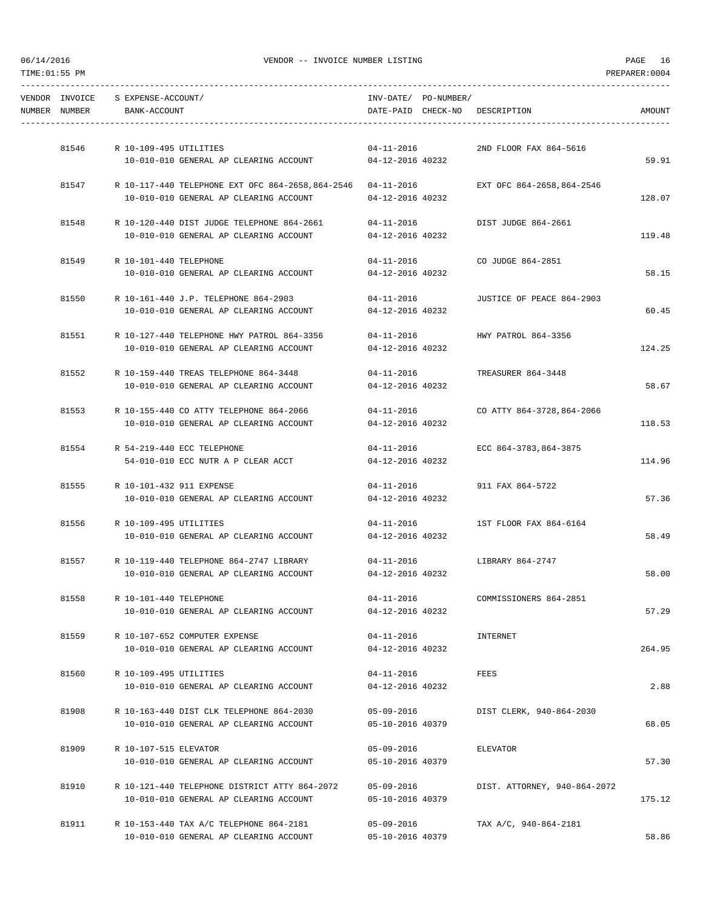VENDOR -- INVOICE NUMBER LISTING

| VENDOR NUMBER | INVOICE NUMBER | S EXPENSE-ACCOUNT/ BANK-ACCOUNT | INV-DATE/ DATE-PAID | PO-NUMBER/ CHECK-NO | DESCRIPTION | AMOUNT |
|---|---|---|---|---|---|---|
| | 81546 | R 10-109-495 UTILITIES<br>10-010-010 GENERAL AP CLEARING ACCOUNT | 04-11-2016<br>04-12-2016 | 40232 | 2ND FLOOR FAX 864-5616 | 59.91 |
| | 81547 | R 10-117-440 TELEPHONE EXT OFC 864-2658,864-2546<br>10-010-010 GENERAL AP CLEARING ACCOUNT | 04-11-2016<br>04-12-2016 | 40232 | EXT OFC 864-2658,864-2546 | 128.07 |
| | 81548 | R 10-120-440 DIST JUDGE TELEPHONE 864-2661<br>10-010-010 GENERAL AP CLEARING ACCOUNT | 04-11-2016<br>04-12-2016 | 40232 | DIST JUDGE 864-2661 | 119.48 |
| | 81549 | R 10-101-440 TELEPHONE<br>10-010-010 GENERAL AP CLEARING ACCOUNT | 04-11-2016<br>04-12-2016 | 40232 | CO JUDGE 864-2851 | 58.15 |
| | 81550 | R 10-161-440 J.P. TELEPHONE 864-2903<br>10-010-010 GENERAL AP CLEARING ACCOUNT | 04-11-2016<br>04-12-2016 | 40232 | JUSTICE OF PEACE 864-2903 | 60.45 |
| | 81551 | R 10-127-440 TELEPHONE HWY PATROL 864-3356<br>10-010-010 GENERAL AP CLEARING ACCOUNT | 04-11-2016<br>04-12-2016 | 40232 | HWY PATROL 864-3356 | 124.25 |
| | 81552 | R 10-159-440 TREAS TELEPHONE 864-3448<br>10-010-010 GENERAL AP CLEARING ACCOUNT | 04-11-2016<br>04-12-2016 | 40232 | TREASURER 864-3448 | 58.67 |
| | 81553 | R 10-155-440 CO ATTY TELEPHONE 864-2066<br>10-010-010 GENERAL AP CLEARING ACCOUNT | 04-11-2016<br>04-12-2016 | 40232 | CO ATTY 864-3728,864-2066 | 118.53 |
| | 81554 | R 54-219-440 ECC TELEPHONE<br>54-010-010 ECC NUTR A P CLEAR ACCT | 04-11-2016<br>04-12-2016 | 40232 | ECC 864-3783,864-3875 | 114.96 |
| | 81555 | R 10-101-432 911 EXPENSE<br>10-010-010 GENERAL AP CLEARING ACCOUNT | 04-11-2016<br>04-12-2016 | 40232 | 911 FAX 864-5722 | 57.36 |
| | 81556 | R 10-109-495 UTILITIES<br>10-010-010 GENERAL AP CLEARING ACCOUNT | 04-11-2016<br>04-12-2016 | 40232 | 1ST FLOOR FAX 864-6164 | 58.49 |
| | 81557 | R 10-119-440 TELEPHONE 864-2747 LIBRARY<br>10-010-010 GENERAL AP CLEARING ACCOUNT | 04-11-2016<br>04-12-2016 | 40232 | LIBRARY 864-2747 | 58.00 |
| | 81558 | R 10-101-440 TELEPHONE<br>10-010-010 GENERAL AP CLEARING ACCOUNT | 04-11-2016<br>04-12-2016 | 40232 | COMMISSIONERS 864-2851 | 57.29 |
| | 81559 | R 10-107-652 COMPUTER EXPENSE<br>10-010-010 GENERAL AP CLEARING ACCOUNT | 04-11-2016<br>04-12-2016 | 40232 | INTERNET | 264.95 |
| | 81560 | R 10-109-495 UTILITIES<br>10-010-010 GENERAL AP CLEARING ACCOUNT | 04-11-2016<br>04-12-2016 | 40232 | FEES | 2.88 |
| | 81908 | R 10-163-440 DIST CLK TELEPHONE 864-2030<br>10-010-010 GENERAL AP CLEARING ACCOUNT | 05-09-2016<br>05-10-2016 | 40379 | DIST CLERK, 940-864-2030 | 68.05 |
| | 81909 | R 10-107-515 ELEVATOR<br>10-010-010 GENERAL AP CLEARING ACCOUNT | 05-09-2016<br>05-10-2016 | 40379 | ELEVATOR | 57.30 |
| | 81910 | R 10-121-440 TELEPHONE DISTRICT ATTY 864-2072<br>10-010-010 GENERAL AP CLEARING ACCOUNT | 05-09-2016<br>05-10-2016 | 40379 | DIST. ATTORNEY, 940-864-2072 | 175.12 |
| | 81911 | R 10-153-440 TAX A/C TELEPHONE 864-2181<br>10-010-010 GENERAL AP CLEARING ACCOUNT | 05-09-2016<br>05-10-2016 | 40379 | TAX A/C, 940-864-2181 | 58.86 |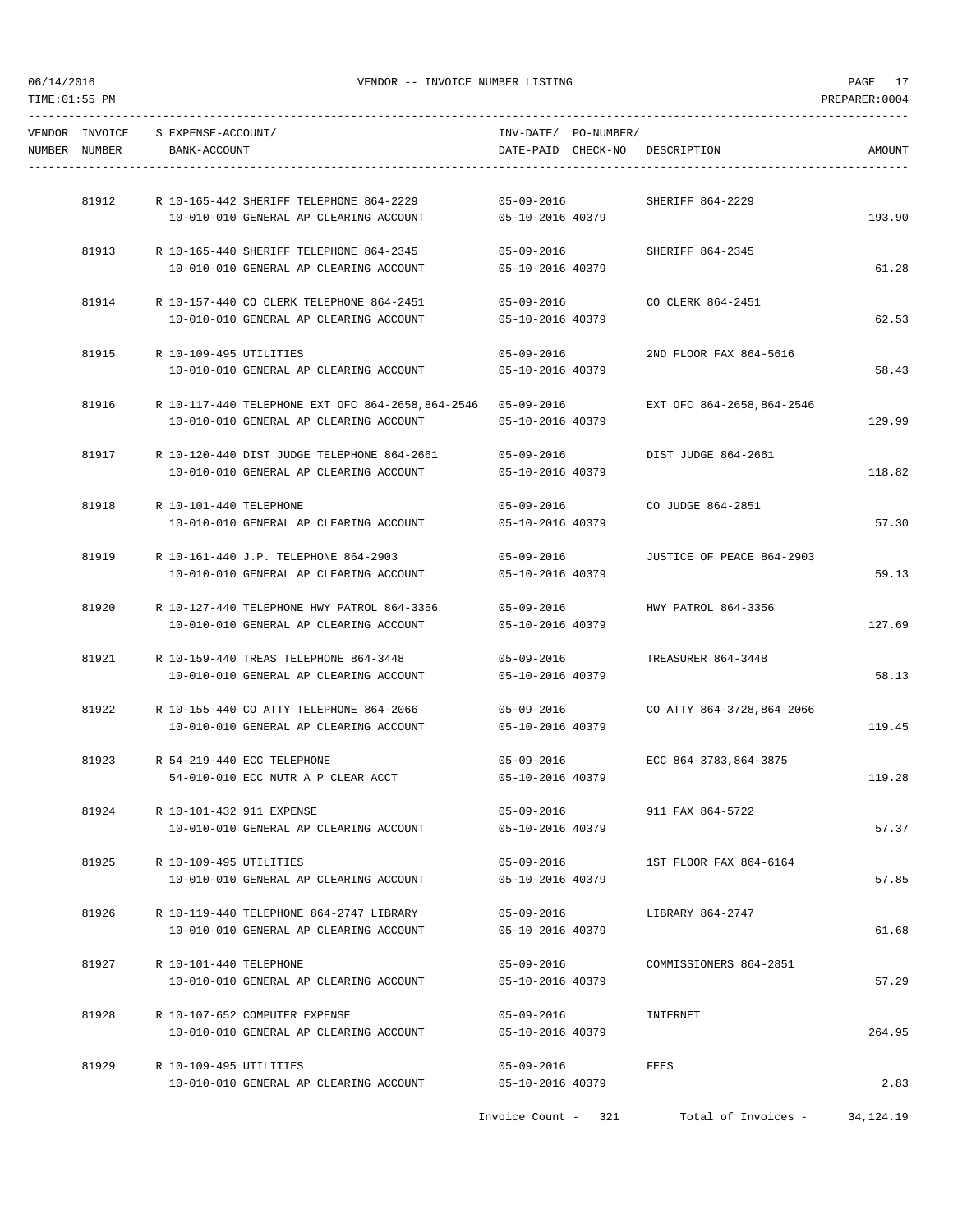| VENDOR NUMBER | INVOICE NUMBER | S EXPENSE-ACCOUNT/ BANK-ACCOUNT | INV-DATE/ DATE-PAID | PO-NUMBER/ CHECK-NO | DESCRIPTION | AMOUNT |
|---|---|---|---|---|---|---|
| | 81912 | R 10-165-442 SHERIFF TELEPHONE 864-2229 | 05-09-2016 | | SHERIFF 864-2229 | |
| | | 10-010-010 GENERAL AP CLEARING ACCOUNT | 05-10-2016 | 40379 | | 193.90 |
| | 81913 | R 10-165-440 SHERIFF TELEPHONE 864-2345 | 05-09-2016 | | SHERIFF 864-2345 | |
| | | 10-010-010 GENERAL AP CLEARING ACCOUNT | 05-10-2016 | 40379 | | 61.28 |
| | 81914 | R 10-157-440 CO CLERK TELEPHONE 864-2451 | 05-09-2016 | | CO CLERK 864-2451 | |
| | | 10-010-010 GENERAL AP CLEARING ACCOUNT | 05-10-2016 | 40379 | | 62.53 |
| | 81915 | R 10-109-495 UTILITIES | 05-09-2016 | | 2ND FLOOR FAX 864-5616 | |
| | | 10-010-010 GENERAL AP CLEARING ACCOUNT | 05-10-2016 | 40379 | | 58.43 |
| | 81916 | R 10-117-440 TELEPHONE EXT OFC 864-2658,864-2546 | 05-09-2016 | | EXT OFC 864-2658,864-2546 | |
| | | 10-010-010 GENERAL AP CLEARING ACCOUNT | 05-10-2016 | 40379 | | 129.99 |
| | 81917 | R 10-120-440 DIST JUDGE TELEPHONE 864-2661 | 05-09-2016 | | DIST JUDGE 864-2661 | |
| | | 10-010-010 GENERAL AP CLEARING ACCOUNT | 05-10-2016 | 40379 | | 118.82 |
| | 81918 | R 10-101-440 TELEPHONE | 05-09-2016 | | CO JUDGE 864-2851 | |
| | | 10-010-010 GENERAL AP CLEARING ACCOUNT | 05-10-2016 | 40379 | | 57.30 |
| | 81919 | R 10-161-440 J.P. TELEPHONE 864-2903 | 05-09-2016 | | JUSTICE OF PEACE 864-2903 | |
| | | 10-010-010 GENERAL AP CLEARING ACCOUNT | 05-10-2016 | 40379 | | 59.13 |
| | 81920 | R 10-127-440 TELEPHONE HWY PATROL 864-3356 | 05-09-2016 | | HWY PATROL 864-3356 | |
| | | 10-010-010 GENERAL AP CLEARING ACCOUNT | 05-10-2016 | 40379 | | 127.69 |
| | 81921 | R 10-159-440 TREAS TELEPHONE 864-3448 | 05-09-2016 | | TREASURER 864-3448 | |
| | | 10-010-010 GENERAL AP CLEARING ACCOUNT | 05-10-2016 | 40379 | | 58.13 |
| | 81922 | R 10-155-440 CO ATTY TELEPHONE 864-2066 | 05-09-2016 | | CO ATTY 864-3728,864-2066 | |
| | | 10-010-010 GENERAL AP CLEARING ACCOUNT | 05-10-2016 | 40379 | | 119.45 |
| | 81923 | R 54-219-440 ECC TELEPHONE | 05-09-2016 | | ECC 864-3783,864-3875 | |
| | | 54-010-010 ECC NUTR A P CLEAR ACCT | 05-10-2016 | 40379 | | 119.28 |
| | 81924 | R 10-101-432 911 EXPENSE | 05-09-2016 | | 911 FAX 864-5722 | |
| | | 10-010-010 GENERAL AP CLEARING ACCOUNT | 05-10-2016 | 40379 | | 57.37 |
| | 81925 | R 10-109-495 UTILITIES | 05-09-2016 | | 1ST FLOOR FAX 864-6164 | |
| | | 10-010-010 GENERAL AP CLEARING ACCOUNT | 05-10-2016 | 40379 | | 57.85 |
| | 81926 | R 10-119-440 TELEPHONE 864-2747 LIBRARY | 05-09-2016 | | LIBRARY 864-2747 | |
| | | 10-010-010 GENERAL AP CLEARING ACCOUNT | 05-10-2016 | 40379 | | 61.68 |
| | 81927 | R 10-101-440 TELEPHONE | 05-09-2016 | | COMMISSIONERS 864-2851 | |
| | | 10-010-010 GENERAL AP CLEARING ACCOUNT | 05-10-2016 | 40379 | | 57.29 |
| | 81928 | R 10-107-652 COMPUTER EXPENSE | 05-09-2016 | | INTERNET | |
| | | 10-010-010 GENERAL AP CLEARING ACCOUNT | 05-10-2016 | 40379 | | 264.95 |
| | 81929 | R 10-109-495 UTILITIES | 05-09-2016 | | FEES | |
| | | 10-010-010 GENERAL AP CLEARING ACCOUNT | 05-10-2016 | 40379 | | 2.83 |

Invoice Count - 321 Total of Invoices - 34,124.19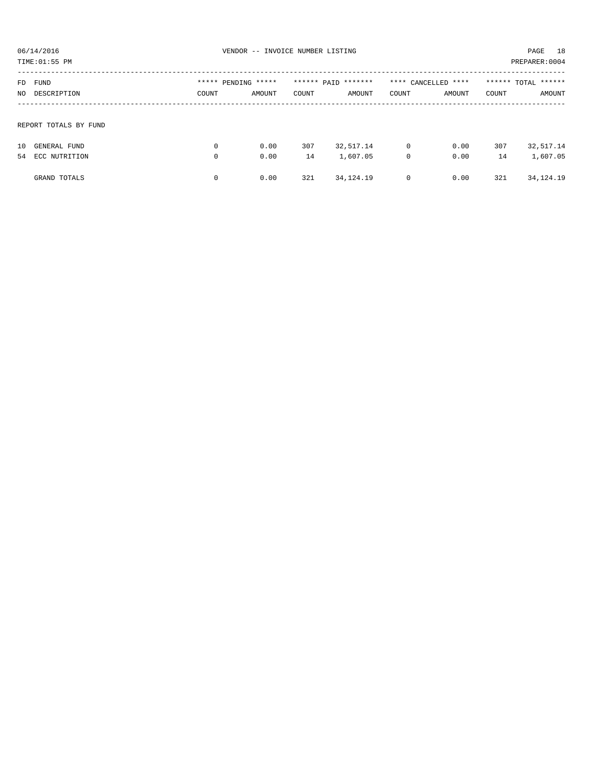VENDOR -- INVOICE NUMBER LISTING

06/14/2016
TIME:01:55 PM
PREPARER:0004

| FD NO | FUND DESCRIPTION | ***** PENDING ***** COUNT | AMOUNT | ****** PAID ******* COUNT | AMOUNT | **** CANCELLED **** COUNT | AMOUNT | ****** TOTAL ****** COUNT | AMOUNT |
|---|---|---|---|---|---|---|---|---|---|
| | REPORT TOTALS BY FUND | | | | | | | | |
| 10 | GENERAL FUND | 0 | 0.00 | 307 | 32,517.14 | 0 | 0.00 | 307 | 32,517.14 |
| 54 | ECC NUTRITION | 0 | 0.00 | 14 | 1,607.05 | 0 | 0.00 | 14 | 1,607.05 |
| | GRAND TOTALS | 0 | 0.00 | 321 | 34,124.19 | 0 | 0.00 | 321 | 34,124.19 |